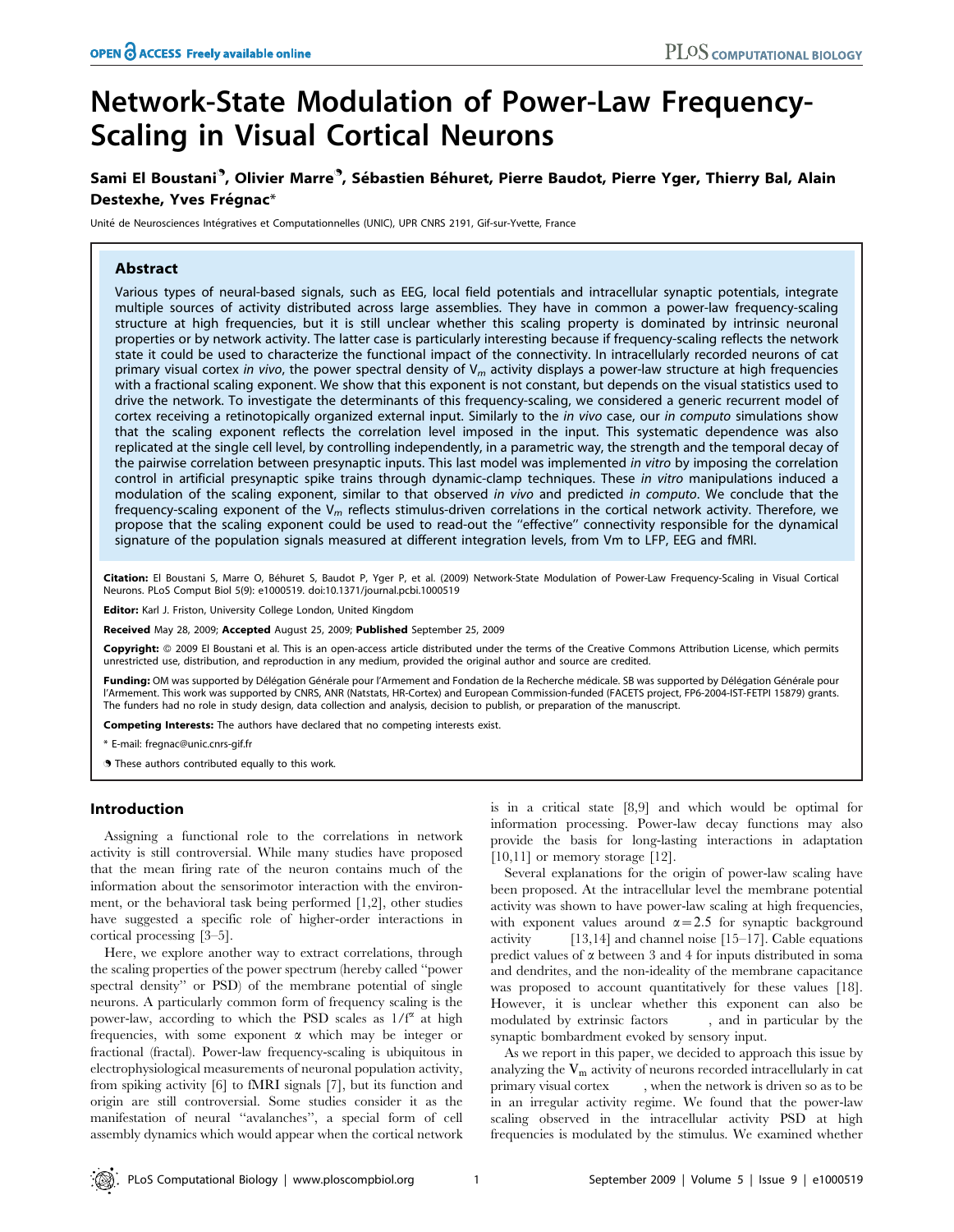# Network-State Modulation of Power-Law Frequency-Scaling in Visual Cortical Neurons

**Sami El Boustani[¶], Olivier Marre[¶], Sébastien Béhuret, Pierre Baudot, Pierre Yger, Thierry Bal, Alain Destexhe, Yves Frégnac***

Unité de Neurosciences Intégratives et Computationnelles (UNIC), UPR CNRS 2191, Gif-sur-Yvette, France

## Abstract

Various types of neural-based signals, such as EEG, local field potentials and intracellular synaptic potentials, integrate multiple sources of activity distributed across large assemblies. They have in common a power-law frequency-scaling structure at high frequencies, but it is still unclear whether this scaling property is dominated by intrinsic neuronal properties or by network activity. The latter case is particularly interesting because if frequency-scaling reflects the network state it could be used to characterize the functional impact of the connectivity. In intracellularly recorded neurons of cat primary visual cortex *in vivo*, the power spectral density of $V_m$ activity displays a power-law structure at high frequencies with a fractional scaling exponent. We show that this exponent is not constant, but depends on the visual statistics used to drive the network. To investigate the determinants of this frequency-scaling, we considered a generic recurrent model of cortex receiving a retinotopically organized external input. Similarly to the *in vivo* case, our *in computo* simulations show that the scaling exponent reflects the correlation level imposed in the input. This systematic dependence was also replicated at the single cell level, by controlling independently, in a parametric way, the strength and the temporal decay of the pairwise correlation between presynaptic inputs. This last model was implemented *in vitro* by imposing the correlation control in artificial presynaptic spike trains through dynamic-clamp techniques. These *in vitro* manipulations induced a modulation of the scaling exponent, similar to that observed *in vivo* and predicted *in computo*. We conclude that the frequency-scaling exponent of the $V_m$ reflects stimulus-driven correlations in the cortical network activity. Therefore, we propose that the scaling exponent could be used to read-out the ''effective'' connectivity responsible for the dynamical signature of the population signals measured at different integration levels, from Vm to LFP, EEG and fMRI.

**Citation:** El Boustani S, Marre O, Béhuret S, Baudot P, Yger P, et al. (2009) Network-State Modulation of Power-Law Frequency-Scaling in Visual Cortical Neurons. PLoS Comput Biol 5(9): e1000519. doi:10.1371/journal.pcbi.1000519

**Editor:** Karl J. Friston, University College London, United Kingdom

**Received** May 28, 2009; **Accepted** August 25, 2009; **Published** September 25, 2009

**Copyright:** © 2009 El Boustani et al. This is an open-access article distributed under the terms of the Creative Commons Attribution License, which permits unrestricted use, distribution, and reproduction in any medium, provided the original author and source are credited.

**Funding:** OM was supported by Délégation Générale pour l'Armement and Fondation de la Recherche médicale. SB was supported by Délégation Générale pour l'Armement. This work was supported by CNRS, ANR (Natstats, HR-Cortex) and European Commission-funded (FACETS project, FP6-2004-IST-FETPI 15879) grants. The funders had no role in study design, data collection and analysis, decision to publish, or preparation of the manuscript.

**Competing Interests:** The authors have declared that no competing interests exist.

\* E-mail: fregnac@unic.cnrs-gif.fr

¶ These authors contributed equally to this work.

## Introduction

Assigning a functional role to the correlations in network activity is still controversial. While many studies have proposed that the mean firing rate of the neuron contains much of the information about the sensorimotor interaction with the environment, or the behavioral task being performed [1,2], other studies have suggested a specific role of higher-order interactions in cortical processing [3–5].

Here, we explore another way to extract correlations, through the scaling properties of the power spectrum (hereby called ''power spectral density'' or PSD) of the membrane potential of single neurons. A particularly common form of frequency scaling is the power-law, according to which the PSD scales as $1/f^{\alpha}$ at high frequencies, with some exponent $\alpha$ which may be integer or fractional (fractal). Power-law frequency-scaling is ubiquitous in electrophysiological measurements of neuronal population activity, from spiking activity [6] to fMRI signals [7], but its function and origin are still controversial. Some studies consider it as the manifestation of neural ''avalanches'', a special form of cell assembly dynamics which would appear when the cortical network is in a critical state [8,9] and which would be optimal for information processing. Power-law decay functions may also provide the basis for long-lasting interactions in adaptation [10,11] or memory storage [12].

Several explanations for the origin of power-law scaling have been proposed. At the intracellular level the membrane potential activity was shown to have power-law scaling at high frequencies, with exponent values around $\alpha = 2.5$ for synaptic background activity [13,14] and channel noise [15–17]. Cable equations predict values of $\alpha$ between 3 and 4 for inputs distributed in soma and dendrites, and the non-ideality of the membrane capacitance was proposed to account quantitatively for these values [18]. However, it is unclear whether this exponent can also be modulated by extrinsic factors, and in particular by the synaptic bombardment evoked by sensory input.

As we report in this paper, we decided to approach this issue by analyzing the $V_m$ activity of neurons recorded intracellularly in cat primary visual cortex, when the network is driven so as to be in an irregular activity regime. We found that the power-law scaling observed in the intracellular activity PSD at high frequencies is modulated by the stimulus. We examined whether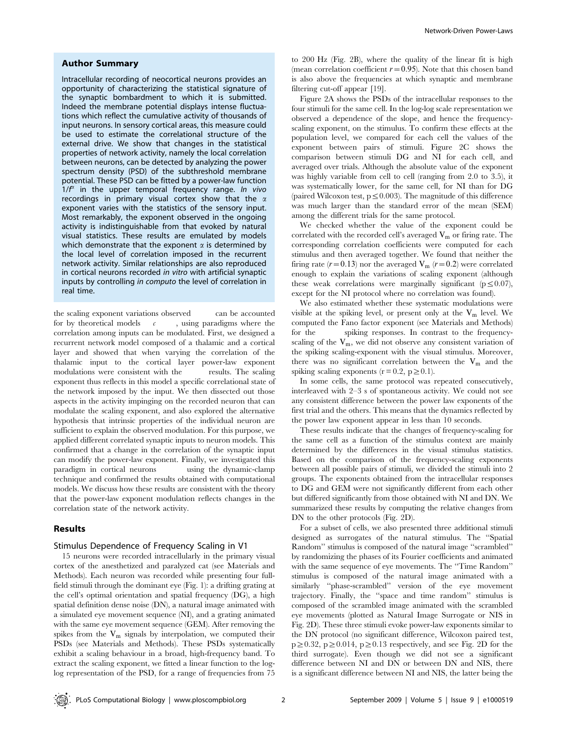## Author Summary

Intracellular recording of neocortical neurons provides an opportunity of characterizing the statistical signature of the synaptic bombardment to which it is submitted. Indeed the membrane potential displays intense fluctuations which reflect the cumulative activity of thousands of input neurons. In sensory cortical areas, this measure could be used to estimate the correlational structure of the external drive. We show that changes in the statistical properties of network activity, namely the local correlation between neurons, can be detected by analyzing the power spectrum density (PSD) of the subthreshold membrane potential. These PSD can be fitted by a power-law function $1/f^{\alpha}$ in the upper temporal frequency range. *In vivo* recordings in primary visual cortex show that the $\alpha$ exponent varies with the statistics of the sensory input. Most remarkably, the exponent observed in the ongoing activity is indistinguishable from that evoked by natural visual statistics. These results are emulated by models which demonstrate that the exponent $\alpha$ is determined by the local level of correlation imposed in the recurrent network activity. Similar relationships are also reproduced in cortical neurons recorded *in vitro* with artificial synaptic inputs by controlling *in computo* the level of correlation in real time.

the scaling exponent variations observed can be accounted for by theoretical models c , using paradigms where the correlation among inputs can be modulated. First, we designed a recurrent network model composed of a thalamic and a cortical layer and showed that when varying the correlation of the thalamic input to the cortical layer power-law exponent modulations were consistent with the results. The scaling exponent thus reflects in this model a specific correlational state of the network imposed by the input. We then dissected out those aspects in the activity impinging on the recorded neuron that can modulate the scaling exponent, and also explored the alternative hypothesis that intrinsic properties of the individual neuron are sufficient to explain the observed modulation. For this purpose, we applied different correlated synaptic inputs to neuron models. This confirmed that a change in the correlation of the synaptic input can modify the power-law exponent. Finally, we investigated this paradigm in cortical neurons using the dynamic-clamp technique and confirmed the results obtained with computational models. We discuss how these results are consistent with the theory that the power-law exponent modulation reflects changes in the correlation state of the network activity.

## Results

### Stimulus Dependence of Frequency Scaling in V1

15 neurons were recorded intracellularly in the primary visual cortex of the anesthetized and paralyzed cat (see Materials and Methods). Each neuron was recorded while presenting four full-field stimuli through the dominant eye (Fig. 1): a drifting grating at the cell's optimal orientation and spatial frequency (DG), a high spatial definition dense noise (DN), a natural image animated with a simulated eye movement sequence (NI), and a grating animated with the same eye movement sequence (GEM). After removing the spikes from the $V_m$ signals by interpolation, we computed their PSDs (see Materials and Methods). These PSDs systematically exhibit a scaling behaviour in a broad, high-frequency band. To extract the scaling exponent, we fitted a linear function to the log-log representation of the PSD, for a range of frequencies from 75 to 200 Hz (Fig. 2B), where the quality of the linear fit is high (mean correlation coefficient $r = 0.95$). Note that this chosen band is also above the frequencies at which synaptic and membrane filtering cut-off appear [19].

Figure 2A shows the PSDs of the intracellular responses to the four stimuli for the same cell. In the log-log scale representation we observed a dependence of the slope, and hence the frequency-scaling exponent, on the stimulus. To confirm these effects at the population level, we compared for each cell the values of the exponent between pairs of stimuli. Figure 2C shows the comparison between stimuli DG and NI for each cell, and averaged over trials. Although the absolute value of the exponent was highly variable from cell to cell (ranging from 2.0 to 3.5), it was systematically lower, for the same cell, for NI than for DG (paired Wilcoxon test, $p \leq 0.003$). The magnitude of this difference was much larger than the standard error of the mean (SEM) among the different trials for the same protocol.

We checked whether the value of the exponent could be correlated with the recorded cell's averaged $V_m$ or firing rate. The corresponding correlation coefficients were computed for each stimulus and then averaged together. We found that neither the firing rate ($r = 0.13$) nor the averaged $V_m$ ($r = 0.2$) were correlated enough to explain the variations of scaling exponent (although these weak correlations were marginally significant ($p \leq 0.07$), except for the NI protocol where no correlation was found).

We also estimated whether these systematic modulations were visible at the spiking level, or present only at the $V_m$ level. We computed the Fano factor exponent (see Materials and Methods) for the spiking responses. In contrast to the frequency-scaling of the $V_m$, we did not observe any consistent variation of the spiking scaling-exponent with the visual stimulus. Moreover, there was no significant correlation between the $V_m$ and the spiking scaling exponents ($r = 0.2$, $p \geq 0.1$).

In some cells, the same protocol was repeated consecutively, interleaved with 2–3 s of spontaneous activity. We could not see any consistent difference between the power law exponents of the first trial and the others. This means that the dynamics reflected by the power law exponent appear in less than 10 seconds.

These results indicate that the changes of frequency-scaling for the same cell as a function of the stimulus context are mainly determined by the differences in the visual stimulus statistics. Based on the comparison of the frequency-scaling exponents between all possible pairs of stimuli, we divided the stimuli into 2 groups. The exponents obtained from the intracellular responses to DG and GEM were not significantly different from each other but differed significantly from those obtained with NI and DN. We summarized these results by computing the relative changes from DN to the other protocols (Fig. 2D).

For a subset of cells, we also presented three additional stimuli designed as surrogates of the natural stimulus. The "Spatial Random" stimulus is composed of the natural image "scrambled" by randomizing the phases of its Fourier coefficients and animated with the same sequence of eye movements. The "Time Random" stimulus is composed of the natural image animated with a similarly "phase-scrambled" version of the eye movement trajectory. Finally, the "space and time random" stimulus is composed of the scrambled image animated with the scrambled eye movements (plotted as Natural Image Surrogate or NIS in Fig. 2D). These three stimuli evoke power-law exponents similar to the DN protocol (no significant difference, Wilcoxon paired test, $p \geq 0.32$, $p \geq 0.014$, $p \geq 0.13$ respectively, and see Fig. 2D for the third surrogate). Even though we did not see a significant difference between NI and DN or between DN and NIS, there is a significant difference between NI and NIS, the latter being the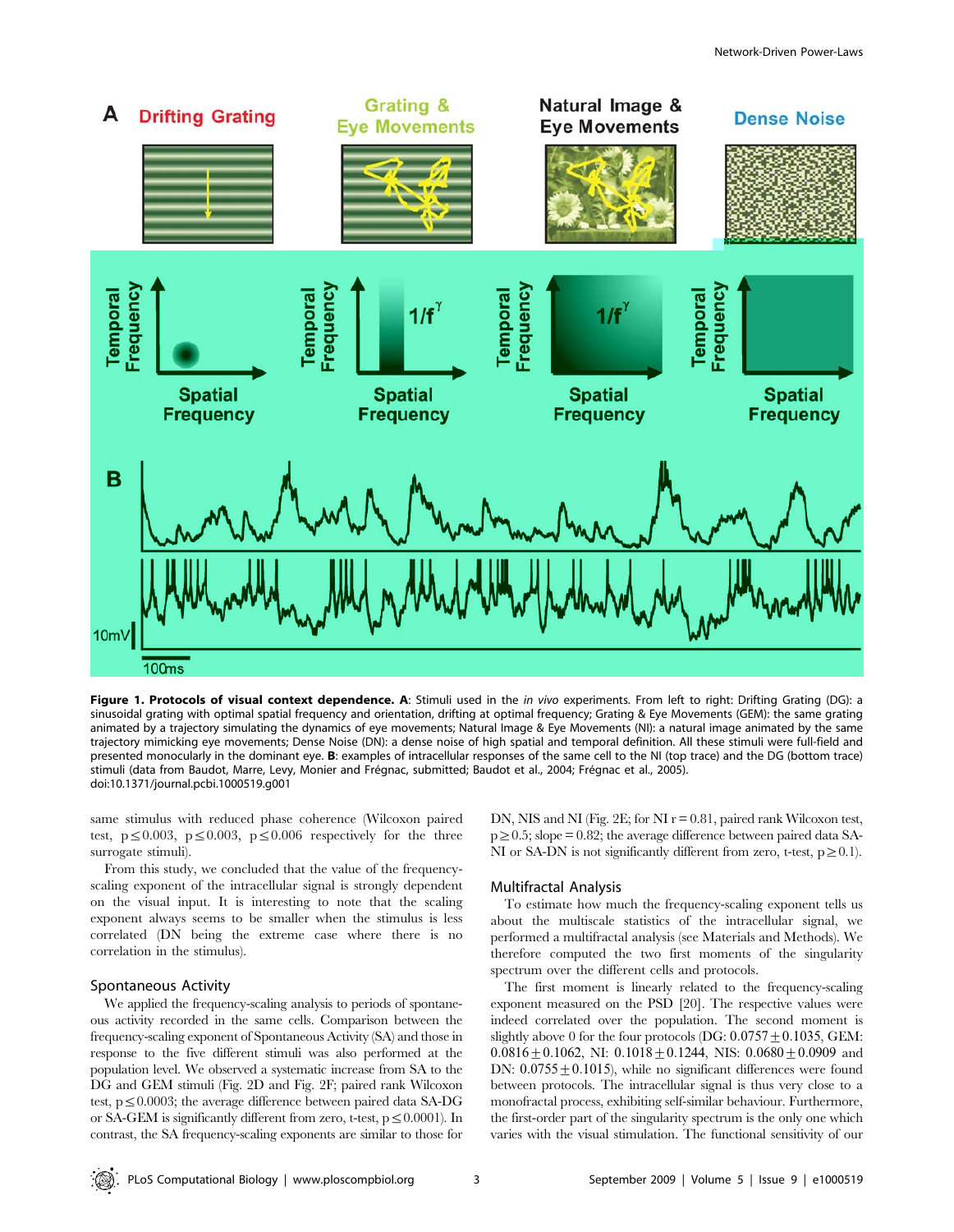**Figure 1. Protocols of visual context dependence.** **A**: Stimuli used in the *in vivo* experiments. From left to right: Drifting Grating (DG): a sinusoidal grating with optimal spatial frequency and orientation, drifting at optimal frequency; Grating & Eye Movements (GEM): the same grating animated by a trajectory simulating the dynamics of eye movements; Natural Image & Eye Movements (NI): a natural image animated by the same trajectory mimicking eye movements; Dense Noise (DN): a dense noise of high spatial and temporal definition. All these stimuli were full-field and presented monocularly in the dominant eye. **B**: examples of intracellular responses of the same cell to the NI (top trace) and the DG (bottom trace) stimuli (data from Baudot, Marre, Levy, Monier and Frégnac, submitted; Baudot et al., 2004; Frégnac et al., 2005).
doi:10.1371/journal.pcbi.1000519.g001

same stimulus with reduced phase coherence (Wilcoxon paired test, $p \leq 0.003$, $p \leq 0.003$, $p \leq 0.006$ respectively for the three surrogate stimuli).

From this study, we concluded that the value of the frequency-scaling exponent of the intracellular signal is strongly dependent on the visual input. It is interesting to note that the scaling exponent always seems to be smaller when the stimulus is less correlated (DN being the extreme case where there is no correlation in the stimulus).

### Spontaneous Activity

We applied the frequency-scaling analysis to periods of spontaneous activity recorded in the same cells. Comparison between the frequency-scaling exponent of Spontaneous Activity (SA) and those in response to the five different stimuli was also performed at the population level. We observed a systematic increase from SA to the DG and GEM stimuli (Fig. 2D and Fig. 2F; paired rank Wilcoxon test, $p \leq 0.0003$; the average difference between paired data SA-DG or SA-GEM is significantly different from zero, t-test, $p \leq 0.0001$). In contrast, the SA frequency-scaling exponents are similar to those for DN, NIS and NI (Fig. 2E; for NI $r = 0.81$, paired rank Wilcoxon test, $p \geq 0.5$; slope = 0.82; the average difference between paired data SA-NI or SA-DN is not significantly different from zero, t-test, $p \geq 0.1$).

### Multifractal Analysis

To estimate how much the frequency-scaling exponent tells us about the multiscale statistics of the intracellular signal, we performed a multifractal analysis (see Materials and Methods). We therefore computed the two first moments of the singularity spectrum over the different cells and protocols.

The first moment is linearly related to the frequency-scaling exponent measured on the PSD [20]. The respective values were indeed correlated over the population. The second moment is slightly above 0 for the four protocols (DG: $0.0757 \pm 0.1035$, GEM: $0.0816 \pm 0.1062$, NI: $0.1018 \pm 0.1244$, NIS: $0.0680 \pm 0.0909$ and DN: $0.0755 \pm 0.1015$), while no significant differences were found between protocols. The intracellular signal is thus very close to a monofractal process, exhibiting self-similar behaviour. Furthermore, the first-order part of the singularity spectrum is the only one which varies with the visual stimulation. The functional sensitivity of our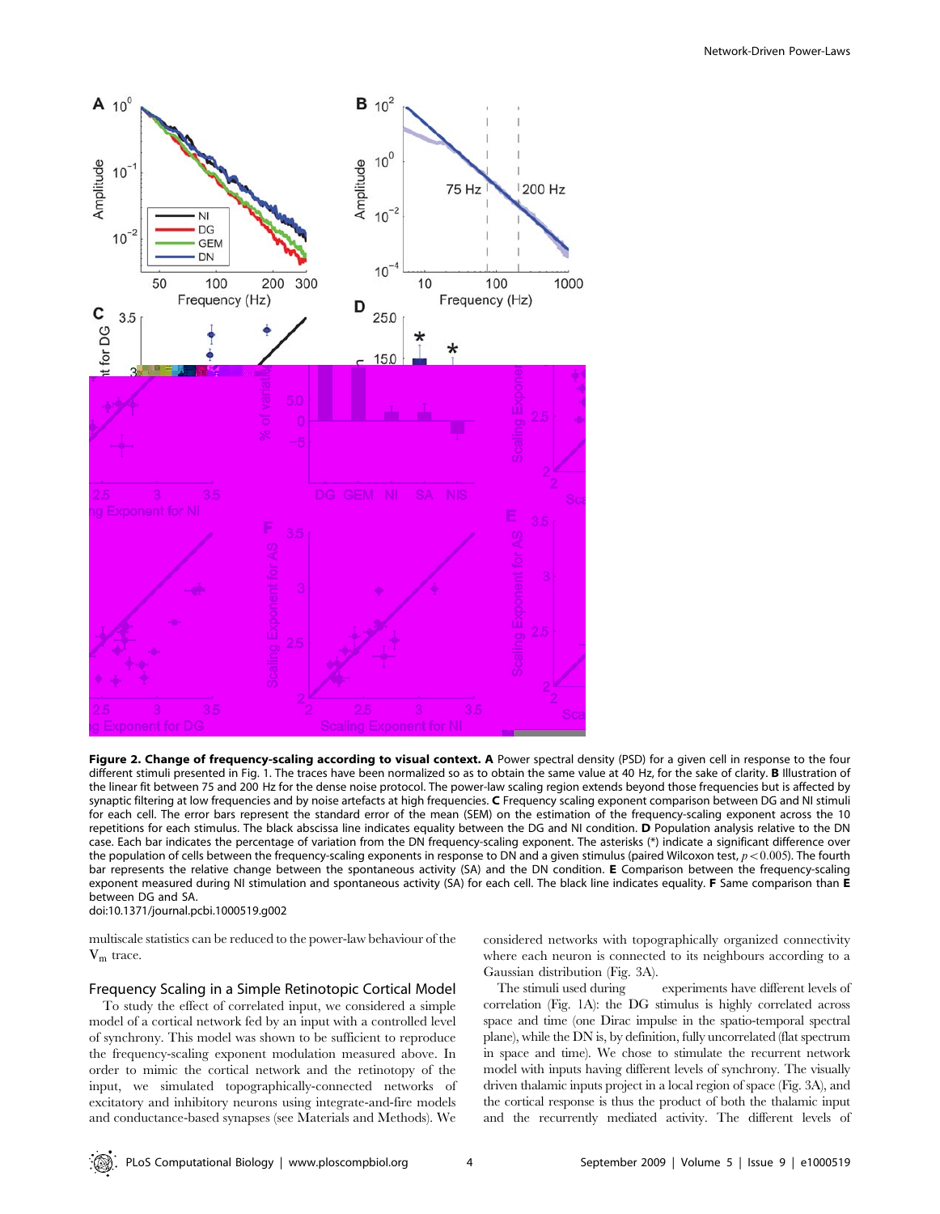**Figure 2. Change of frequency-scaling according to visual context.** **A** Power spectral density (PSD) for a given cell in response to the four different stimuli presented in Fig. 1. The traces have been normalized so as to obtain the same value at 40 Hz, for the sake of clarity. **B** Illustration of the linear fit between 75 and 200 Hz for the dense noise protocol. The power-law scaling region extends beyond those frequencies but is affected by synaptic filtering at low frequencies and by noise artefacts at high frequencies. **C** Frequency scaling exponent comparison between DG and NI stimuli for each cell. The error bars represent the standard error of the mean (SEM) on the estimation of the frequency-scaling exponent across the 10 repetitions for each stimulus. The black abscissa line indicates equality between the DG and NI condition. **D** Population analysis relative to the DN case. Each bar indicates the percentage of variation from the DN frequency-scaling exponent. The asterisks (*) indicate a significant difference over the population of cells between the frequency-scaling exponents in response to DN and a given stimulus (paired Wilcoxon test, $p<0.005$). The fourth bar represents the relative change between the spontaneous activity (SA) and the DN condition. **E** Comparison between the frequency-scaling exponent measured during NI stimulation and spontaneous activity (SA) for each cell. The black line indicates equality. **F** Same comparison than **E** between DG and SA.

doi:10.1371/journal.pcbi.1000519.g002

multiscale statistics can be reduced to the power-law behaviour of the $V_m$ trace.

## Frequency Scaling in a Simple Retinotopic Cortical Model

To study the effect of correlated input, we considered a simple model of a cortical network fed by an input with a controlled level of synchrony. This model was shown to be sufficient to reproduce the frequency-scaling exponent modulation measured above. In order to mimic the cortical network and the retinotopy of the input, we simulated topographically-connected networks of excitatory and inhibitory neurons using integrate-and-fire models and conductance-based synapses (see Materials and Methods). We considered networks with topographically organized connectivity where each neuron is connected to its neighbours according to a Gaussian distribution (Fig. 3A).

The stimuli used during experiments have different levels of correlation (Fig. 1A): the DG stimulus is highly correlated across space and time (one Dirac impulse in the spatio-temporal spectral plane), while the DN is, by definition, fully uncorrelated (flat spectrum in space and time). We chose to stimulate the recurrent network model with inputs having different levels of synchrony. The visually driven thalamic inputs project in a local region of space (Fig. 3A), and the cortical response is thus the product of both the thalamic input and the recurrently mediated activity. The different levels of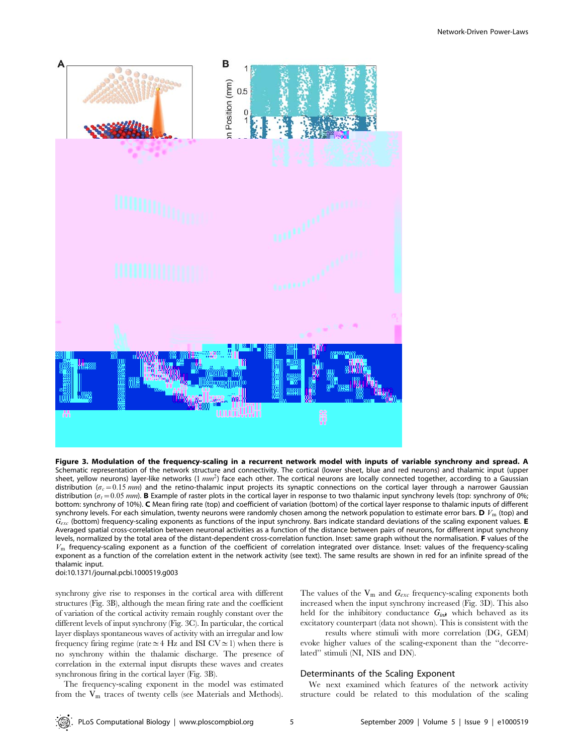**Figure 3. Modulation of the frequency-scaling in a recurrent network model with inputs of variable synchrony and spread. A** Schematic representation of the network structure and connectivity. The cortical (lower sheet, blue and red neurons) and thalamic input (upper sheet, yellow neurons) layer-like networks (1 $mm^2$) face each other. The cortical neurons are locally connected together, according to a Gaussian distribution ($\sigma_c = 0.15\ mm$) and the retino-thalamic input projects its synaptic connections on the cortical layer through a narrower Gaussian distribution ($\sigma_t = 0.05\ mm$). **B** Example of raster plots in the cortical layer in response to two thalamic input synchrony levels (top: synchrony of 0%; bottom: synchrony of 10%). **C** Mean firing rate (top) and coefficient of variation (bottom) of the cortical layer response to thalamic inputs of different synchrony levels. For each simulation, twenty neurons were randomly chosen among the network population to estimate error bars. **D** $V_m$ (top) and $G_{exc}$ (bottom) frequency-scaling exponents as functions of the input synchrony. Bars indicate standard deviations of the scaling exponent values. **E** Averaged spatial cross-correlation between neuronal activities as a function of the distance between pairs of neurons, for different input synchrony levels, normalized by the total area of the distant-dependent cross-correlation function. Inset: same graph without the normalisation. **F** values of the $V_m$ frequency-scaling exponent as a function of the coefficient of correlation integrated over distance. Inset: values of the frequency-scaling exponent as a function of the correlation extent in the network activity (see text). The same results are shown in red for an infinite spread of the thalamic input.

doi:10.1371/journal.pcbi.1000519.g003

synchrony give rise to responses in the cortical area with different structures (Fig. 3B), although the mean firing rate and the coefficient of variation of the cortical activity remain roughly constant over the different levels of input synchrony (Fig. 3C). In particular, the cortical layer displays spontaneous waves of activity with an irregular and low frequency firing regime (rate $\simeq 4$ Hz and ISI CV $\simeq 1$) when there is no synchrony within the thalamic discharge. The presence of correlation in the external input disrupts these waves and creates synchronous firing in the cortical layer (Fig. 3B).

The frequency-scaling exponent in the model was estimated from the $V_m$ traces of twenty cells (see Materials and Methods). The values of the $V_m$ and $G_{exc}$ frequency-scaling exponents both increased when the input synchrony increased (Fig. 3D). This also held for the inhibitory conductance $G_{inh}$ which behaved as its excitatory counterpart (data not shown). This is consistent with the results where stimuli with more correlation (DG, GEM) evoke higher values of the scaling-exponent than the "decorrelated" stimuli (NI, NIS and DN).

## Determinants of the Scaling Exponent

We next examined which features of the network activity structure could be related to this modulation of the scaling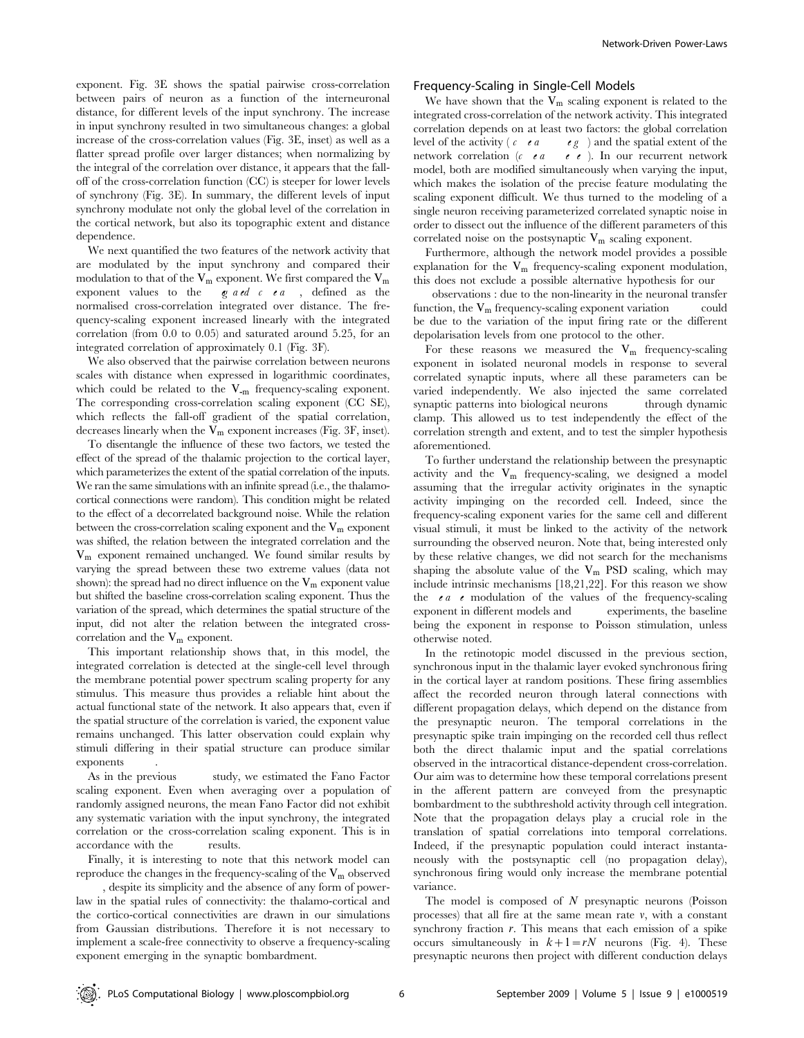exponent. Fig. 3E shows the spatial pairwise cross-correlation between pairs of neuron as a function of the interneuronal distance, for different levels of the input synchrony. The increase in input synchrony resulted in two simultaneous changes: a global increase of the cross-correlation values (Fig. 3E, inset) as well as a flatter spread profile over larger distances; when normalizing by the integral of the correlation over distance, it appears that the fall-off of the cross-correlation function (CC) is steeper for lower levels of synchrony (Fig. 3E). In summary, the different levels of input synchrony modulate not only the global level of the correlation in the cortical network, but also its topographic extent and distance dependence.

We next quantified the two features of the network activity that are modulated by the input synchrony and compared their modulation to that of the $V_m$ exponent. We first compared the $V_m$ exponent values to the *integrated correlation*, defined as the normalised cross-correlation integrated over distance. The frequency-scaling exponent increased linearly with the integrated correlation (from 0.0 to 0.05) and saturated around 5.25, for an integrated correlation of approximately 0.1 (Fig. 3F).

We also observed that the pairwise correlation between neurons scales with distance when expressed in logarithmic coordinates, which could be related to the $V_m$ frequency-scaling exponent. The corresponding cross-correlation scaling exponent (CC SE), which reflects the fall-off gradient of the spatial correlation, decreases linearly when the $V_m$ exponent increases (Fig. 3F, inset).

To disentangle the influence of these two factors, we tested the effect of the spread of the thalamic projection to the cortical layer, which parameterizes the extent of the spatial correlation of the inputs. We ran the same simulations with an infinite spread (i.e., the thalamo-cortical connections were random). This condition might be related to the effect of a decorrelated background noise. While the relation between the cross-correlation scaling exponent and the $V_m$ exponent was shifted, the relation between the integrated correlation and the $V_m$ exponent remained unchanged. We found similar results by varying the spread between these two extreme values (data not shown): the spread had no direct influence on the $V_m$ exponent value but shifted the baseline cross-correlation scaling exponent. Thus the variation of the spread, which determines the spatial structure of the input, did not alter the relation between the integrated cross-correlation and the $V_m$ exponent.

This important relationship shows that, in this model, the integrated correlation is detected at the single-cell level through the membrane potential power spectrum scaling property for any stimulus. This measure thus provides a reliable hint about the actual functional state of the network. It also appears that, even if the spatial structure of the correlation is varied, the exponent value remains unchanged. This latter observation could explain why stimuli differing in their spatial structure can produce similar exponents *in vivo*.

As in the previous *in vivo* study, we estimated the Fano Factor scaling exponent. Even when averaging over a population of randomly assigned neurons, the mean Fano Factor did not exhibit any systematic variation with the input synchrony, the integrated correlation or the cross-correlation scaling exponent. This is in accordance with the *in vivo* results.

Finally, it is interesting to note that this network model can reproduce the changes in the frequency-scaling of the $V_m$ observed *in vivo*, despite its simplicity and the absence of any form of power-law in the spatial rules of connectivity: the thalamo-cortical and the cortico-cortical connectivities are drawn in our simulations from Gaussian distributions. Therefore it is not necessary to implement a scale-free connectivity to observe a frequency-scaling exponent emerging in the synaptic bombardment.

### Frequency-Scaling in Single-Cell Models

We have shown that the $V_m$ scaling exponent is related to the integrated cross-correlation of the network activity. This integrated correlation depends on at least two factors: the global correlation level of the activity (*correlation strength*) and the spatial extent of the network correlation (*correlation extent*). In our recurrent network model, both are modified simultaneously when varying the input, which makes the isolation of the precise feature modulating the scaling exponent difficult. We thus turned to the modeling of a single neuron receiving parameterized correlated synaptic noise in order to dissect out the influence of the different parameters of this correlated noise on the postsynaptic $V_m$ scaling exponent.

Furthermore, although the network model provides a possible explanation for the $V_m$ frequency-scaling exponent modulation, this does not exclude a possible alternative hypothesis for our *in vivo* observations : due to the non-linearity in the neuronal transfer function, the $V_m$ frequency-scaling exponent variation *in vivo* could be due to the variation of the input firing rate or the different depolarisation levels from one protocol to the other.

For these reasons we measured the $V_m$ frequency-scaling exponent in isolated neuronal models in response to several correlated synaptic inputs, where all these parameters can be varied independently. We also injected the same correlated synaptic patterns into biological neurons *in vitro* through dynamic clamp. This allowed us to test independently the effect of the correlation strength and extent, and to test the simpler hypothesis aforementioned.

To further understand the relationship between the presynaptic activity and the $V_m$ frequency-scaling, we designed a model assuming that the irregular activity originates in the synaptic activity impinging on the recorded cell. Indeed, since the frequency-scaling exponent varies for the same cell and different visual stimuli, it must be linked to the activity of the network surrounding the observed neuron. Note that, being interested only by these relative changes, we did not search for the mechanisms shaping the absolute value of the $V_m$ PSD scaling, which may include intrinsic mechanisms [18,21,22]. For this reason we show the *relative* modulation of the values of the frequency-scaling exponent in different models and *in vitro* experiments, the baseline being the exponent in response to Poisson stimulation, unless otherwise noted.

In the retinotopic model discussed in the previous section, synchronous input in the thalamic layer evoked synchronous firing in the cortical layer at random positions. These firing assemblies affect the recorded neuron through lateral connections with different propagation delays, which depend on the distance from the presynaptic neuron. The temporal correlations in the presynaptic spike train impinging on the recorded cell thus reflect both the direct thalamic input and the spatial correlations observed in the intracortical distance-dependent cross-correlation. Our aim was to determine how these temporal correlations present in the afferent pattern are conveyed from the presynaptic bombardment to the subthreshold activity through cell integration. Note that the propagation delays play a crucial role in the translation of spatial correlations into temporal correlations. Indeed, if the presynaptic population could interact instantaneously with the postsynaptic cell (no propagation delay), synchronous firing would only increase the membrane potential variance.

The model is composed of $N$ presynaptic neurons (Poisson processes) that all fire at the same mean rate $\nu$, with a constant synchrony fraction $r$. This means that each emission of a spike occurs simultaneously in $k+1=rN$ neurons (Fig. 4). These presynaptic neurons then project with different conduction delays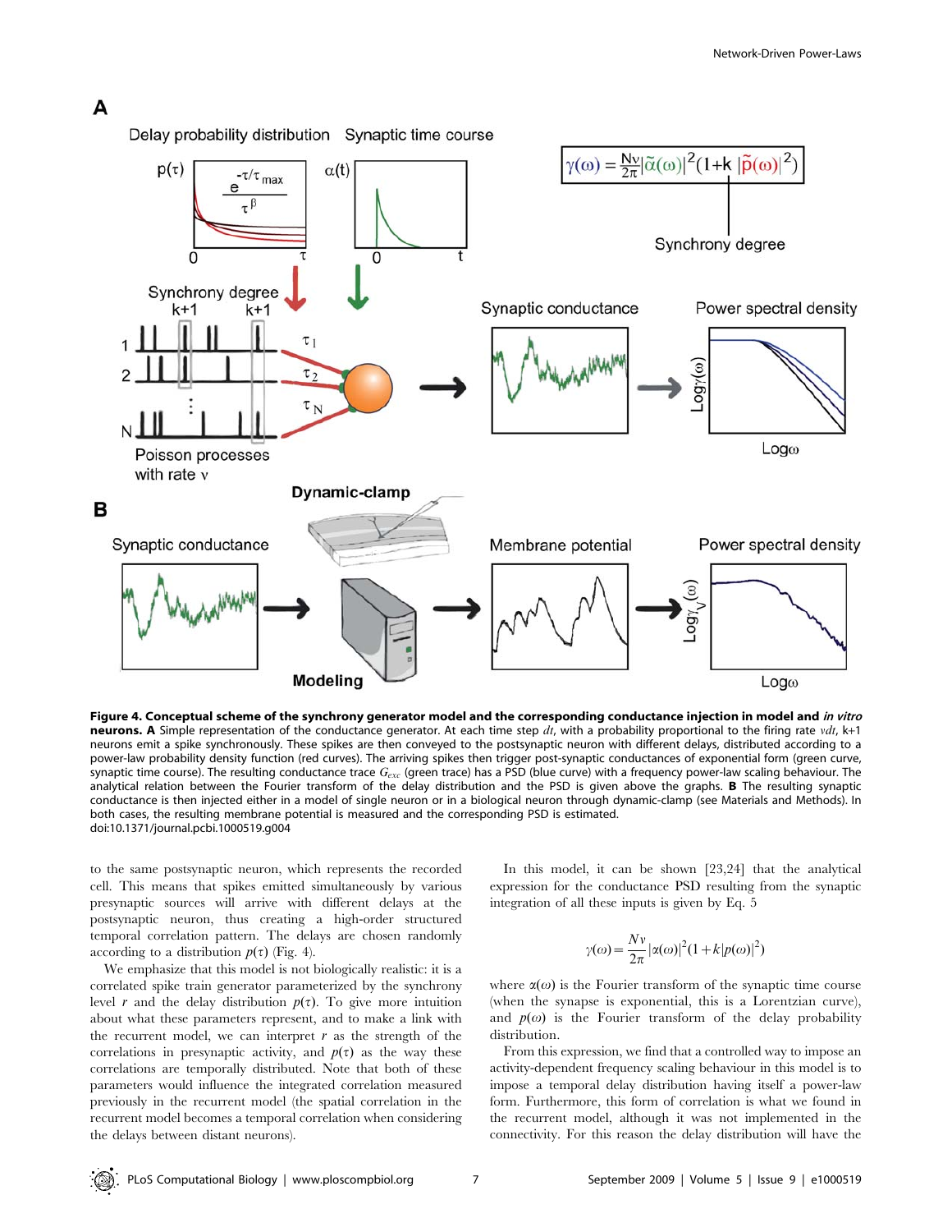**Figure 4. Conceptual scheme of the synchrony generator model and the corresponding conductance injection in model and *in vitro* neurons. A** Simple representation of the conductance generator. At each time step $dt$, with a probability proportional to the firing rate $\nu dt$, k+1 neurons emit a spike synchronously. These spikes are then conveyed to the postsynaptic neuron with different delays, distributed according to a power-law probability density function (red curves). The arriving spikes then trigger post-synaptic conductances of exponential form (green curve, synaptic time course). The resulting conductance trace $G_{exc}$ (green trace) has a PSD (blue curve) with a frequency power-law scaling behaviour. The analytical relation between the Fourier transform of the delay distribution and the PSD is given above the graphs. **B** The resulting synaptic conductance is then injected either in a model of single neuron or in a biological neuron through dynamic-clamp (see Materials and Methods). In both cases, the resulting membrane potential is measured and the corresponding PSD is estimated.
doi:10.1371/journal.pcbi.1000519.g004

to the same postsynaptic neuron, which represents the recorded cell. This means that spikes emitted simultaneously by various presynaptic sources will arrive with different delays at the postsynaptic neuron, thus creating a high-order structured temporal correlation pattern. The delays are chosen randomly according to a distribution $p(\tau)$ (Fig. 4).

We emphasize that this model is not biologically realistic: it is a correlated spike train generator parameterized by the synchrony level $r$ and the delay distribution $p(\tau)$. To give more intuition about what these parameters represent, and to make a link with the recurrent model, we can interpret $r$ as the strength of the correlations in presynaptic activity, and $p(\tau)$ as the way these correlations are temporally distributed. Note that both of these parameters would influence the integrated correlation measured previously in the recurrent model (the spatial correlation in the recurrent model becomes a temporal correlation when considering the delays between distant neurons).

In this model, it can be shown [23,24] that the analytical expression for the conductance PSD resulting from the synaptic integration of all these inputs is given by Eq. 5

$$\gamma(\omega) = \frac{N\nu}{2\pi}|\alpha(\omega)|^2(1 + k|p(\omega)|^2)$$

where $\alpha(\omega)$ is the Fourier transform of the synaptic time course (when the synapse is exponential, this is a Lorentzian curve), and $p(\omega)$ is the Fourier transform of the delay probability distribution.

From this expression, we find that a controlled way to impose an activity-dependent frequency scaling behaviour in this model is to impose a temporal delay distribution having itself a power-law form. Furthermore, this form of correlation is what we found in the recurrent model, although it was not implemented in the connectivity. For this reason the delay distribution will have the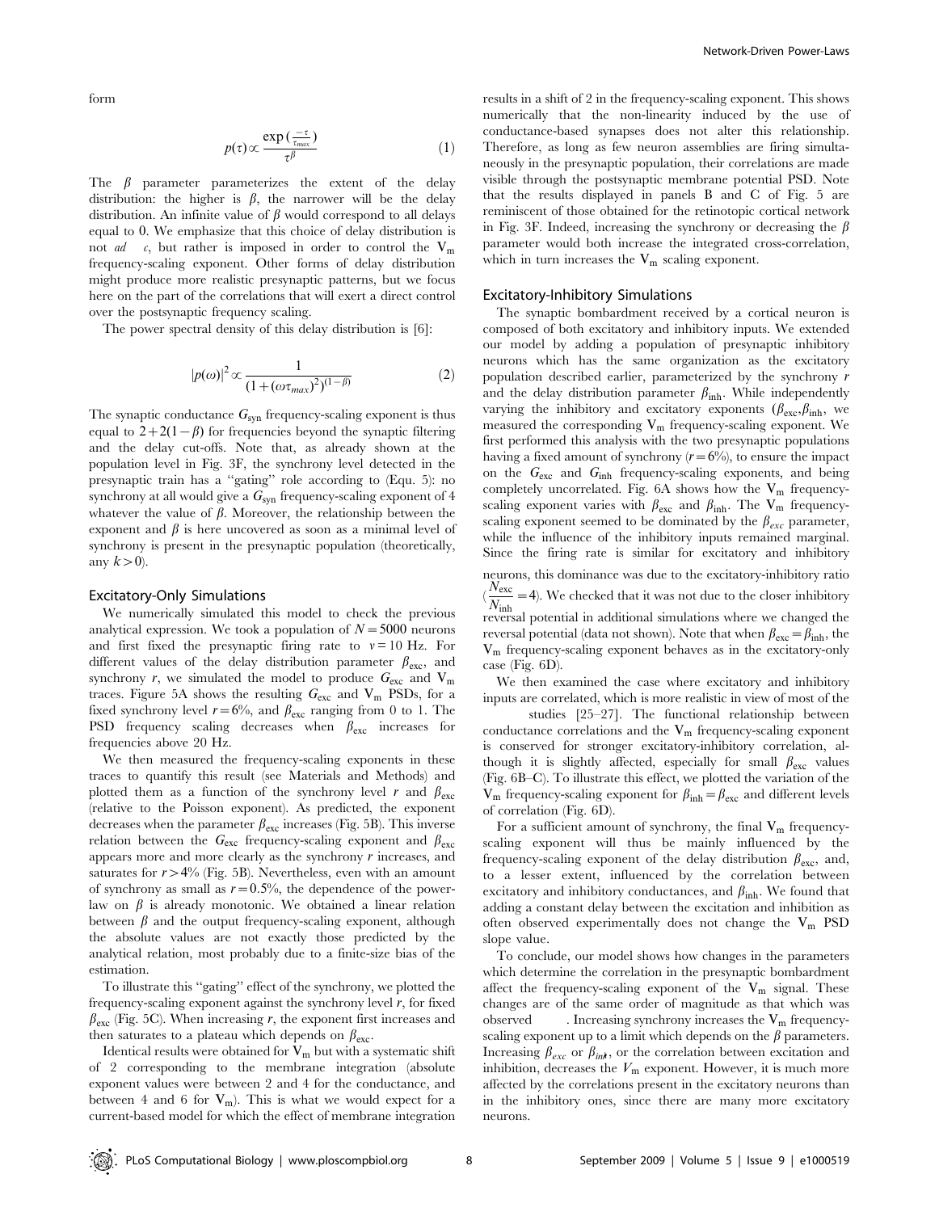form

$$p(\tau) \propto \frac{\exp\left(\frac{-\tau}{\tau_{max}}\right)}{\tau^{\beta}} \quad (1)$$

The $\beta$ parameter parameterizes the extent of the delay distribution: the higher is $\beta$, the narrower will be the delay distribution. An infinite value of $\beta$ would correspond to all delays equal to 0. We emphasize that this choice of delay distribution is not *ad c*, but rather is imposed in order to control the $V_m$ frequency-scaling exponent. Other forms of delay distribution might produce more realistic presynaptic patterns, but we focus here on the part of the correlations that will exert a direct control over the postsynaptic frequency scaling.

The power spectral density of this delay distribution is [6]:

$$|p(\omega)|^2 \propto \frac{1}{(1+(\omega\tau_{max})^2)^{(1-\beta)}} \quad (2)$$

The synaptic conductance $G_{syn}$ frequency-scaling exponent is thus equal to $2+2(1-\beta)$ for frequencies beyond the synaptic filtering and the delay cut-offs. Note that, as already shown at the population level in Fig. 3F, the synchrony level detected in the presynaptic train has a ''gating'' role according to (Equ. 5): no synchrony at all would give a $G_{syn}$ frequency-scaling exponent of 4 whatever the value of $\beta$. Moreover, the relationship between the exponent and $\beta$ is here uncovered as soon as a minimal level of synchrony is present in the presynaptic population (theoretically, any $k>0$).

## Excitatory-Only Simulations

We numerically simulated this model to check the previous analytical expression. We took a population of $N=5000$ neurons and first fixed the presynaptic firing rate to $\nu=10$ Hz. For different values of the delay distribution parameter $\beta_{exc}$, and synchrony $r$, we simulated the model to produce $G_{exc}$ and $V_m$ traces. Figure 5A shows the resulting $G_{exc}$ and $V_m$ PSDs, for a fixed synchrony level $r=6\%$, and $\beta_{exc}$ ranging from 0 to 1. The PSD frequency scaling decreases when $\beta_{exc}$ increases for frequencies above 20 Hz.

We then measured the frequency-scaling exponents in these traces to quantify this result (see Materials and Methods) and plotted them as a function of the synchrony level $r$ and $\beta_{exc}$ (relative to the Poisson exponent). As predicted, the exponent decreases when the parameter $\beta_{exc}$ increases (Fig. 5B). This inverse relation between the $G_{exc}$ frequency-scaling exponent and $\beta_{exc}$ appears more and more clearly as the synchrony $r$ increases, and saturates for $r>4\%$ (Fig. 5B). Nevertheless, even with an amount of synchrony as small as $r=0.5\%$, the dependence of the power-law on $\beta$ is already monotonic. We obtained a linear relation between $\beta$ and the output frequency-scaling exponent, although the absolute values are not exactly those predicted by the analytical relation, most probably due to a finite-size bias of the estimation.

To illustrate this ''gating'' effect of the synchrony, we plotted the frequency-scaling exponent against the synchrony level $r$, for fixed $\beta_{exc}$ (Fig. 5C). When increasing $r$, the exponent first increases and then saturates to a plateau which depends on $\beta_{exc}$.

Identical results were obtained for $V_m$ but with a systematic shift of 2 corresponding to the membrane integration (absolute exponent values were between 2 and 4 for the conductance, and between 4 and 6 for $V_m$). This is what we would expect for a current-based model for which the effect of membrane integration results in a shift of 2 in the frequency-scaling exponent. This shows numerically that the non-linearity induced by the use of conductance-based synapses does not alter this relationship. Therefore, as long as few neuron assemblies are firing simultaneously in the presynaptic population, their correlations are made visible through the postsynaptic membrane potential PSD. Note that the results displayed in panels B and C of Fig. 5 are reminiscent of those obtained for the retinotopic cortical network in Fig. 3F. Indeed, increasing the synchrony or decreasing the $\beta$ parameter would both increase the integrated cross-correlation, which in turn increases the $V_m$ scaling exponent.

## Excitatory-Inhibitory Simulations

The synaptic bombardment received by a cortical neuron is composed of both excitatory and inhibitory inputs. We extended our model by adding a population of presynaptic inhibitory neurons which has the same organization as the excitatory population described earlier, parameterized by the synchrony $r$ and the delay distribution parameter $\beta_{inh}$. While independently varying the inhibitory and excitatory exponents ($\beta_{exc}$,$\beta_{inh}$, we measured the corresponding $V_m$ frequency-scaling exponent. We first performed this analysis with the two presynaptic populations having a fixed amount of synchrony ($r=6\%$), to ensure the impact on the $G_{exc}$ and $G_{inh}$ frequency-scaling exponents, and being completely uncorrelated. Fig. 6A shows how the $V_m$ frequency-scaling exponent varies with $\beta_{exc}$ and $\beta_{inh}$. The $V_m$ frequency-scaling exponent seemed to be dominated by the $\beta_{exc}$ parameter, while the influence of the inhibitory inputs remained marginal. Since the firing rate is similar for excitatory and inhibitory neurons, this dominance was due to the excitatory-inhibitory ratio ($\frac{N_{exc}}{N_{inh}}=4$). We checked that it was not due to the closer inhibitory reversal potential in additional simulations where we changed the reversal potential (data not shown). Note that when $\beta_{exc}=\beta_{inh}$, the $V_m$ frequency-scaling exponent behaves as in the excitatory-only case (Fig. 6D).

We then examined the case where excitatory and inhibitory inputs are correlated, which is more realistic in view of most of the studies [25–27]. The functional relationship between conductance correlations and the $V_m$ frequency-scaling exponent is conserved for stronger excitatory-inhibitory correlation, although it is slightly affected, especially for small $\beta_{exc}$ values (Fig. 6B–C). To illustrate this effect, we plotted the variation of the $V_m$ frequency-scaling exponent for $\beta_{inh}=\beta_{exc}$ and different levels of correlation (Fig. 6D).

For a sufficient amount of synchrony, the final $V_m$ frequency-scaling exponent will thus be mainly influenced by the frequency-scaling exponent of the delay distribution $\beta_{exc}$, and, to a lesser extent, influenced by the correlation between excitatory and inhibitory conductances, and $\beta_{inh}$. We found that adding a constant delay between the excitation and inhibition as often observed experimentally does not change the $V_m$ PSD slope value.

To conclude, our model shows how changes in the parameters which determine the correlation in the presynaptic bombardment affect the frequency-scaling exponent of the $V_m$ signal. These changes are of the same order of magnitude as that which was observed . Increasing synchrony increases the $V_m$ frequency-scaling exponent up to a limit which depends on the $\beta$ parameters. Increasing $\beta_{exc}$ or $\beta_{inh}$, or the correlation between excitation and inhibition, decreases the $V_m$ exponent. However, it is much more affected by the correlations present in the excitatory neurons than in the inhibitory ones, since there are many more excitatory neurons.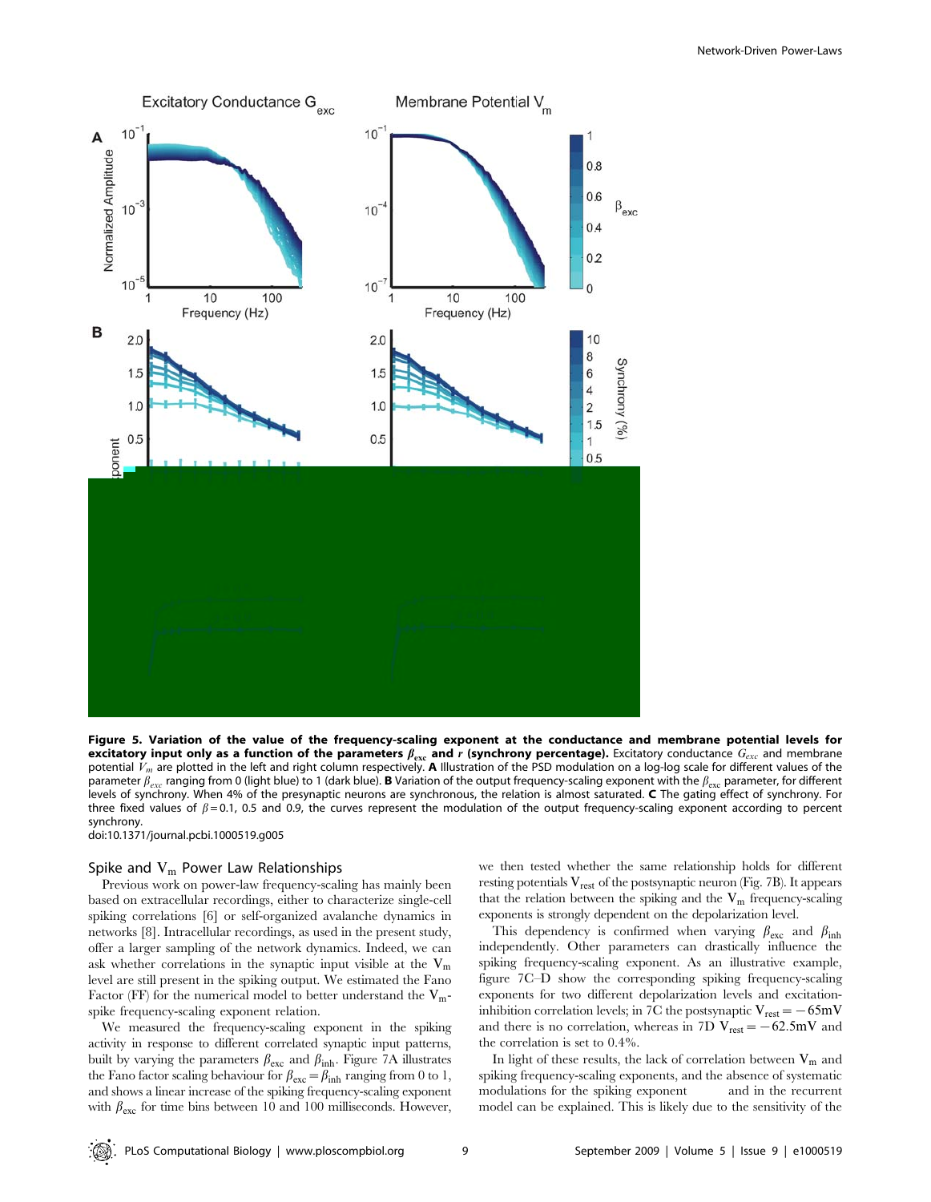**Figure 5. Variation of the value of the frequency-scaling exponent at the conductance and membrane potential levels for excitatory input only as a function of the parameters $\beta_{exc}$ and $r$ (synchrony percentage).** Excitatory conductance $G_{exc}$ and membrane potential $V_m$ are plotted in the left and right column respectively. **A** Illustration of the PSD modulation on a log-log scale for different values of the parameter $\beta_{exc}$ ranging from 0 (light blue) to 1 (dark blue). **B** Variation of the output frequency-scaling exponent with the $\beta_{exc}$ parameter, for different levels of synchrony. When 4% of the presynaptic neurons are synchronous, the relation is almost saturated. **C** The gating effect of synchrony. For three fixed values of $\beta = 0.1$, 0.5 and 0.9, the curves represent the modulation of the output frequency-scaling exponent according to percent synchrony.

doi:10.1371/journal.pcbi.1000519.g005

## Spike and $V_m$ Power Law Relationships

Previous work on power-law frequency-scaling has mainly been based on extracellular recordings, either to characterize single-cell spiking correlations [6] or self-organized avalanche dynamics in networks [8]. Intracellular recordings, as used in the present study, offer a larger sampling of the network dynamics. Indeed, we can ask whether correlations in the synaptic input visible at the $V_m$ level are still present in the spiking output. We estimated the Fano Factor (FF) for the numerical model to better understand the $V_m$-spike frequency-scaling exponent relation.

We measured the frequency-scaling exponent in the spiking activity in response to different correlated synaptic input patterns, built by varying the parameters $\beta_{exc}$ and $\beta_{inh}$. Figure 7A illustrates the Fano factor scaling behaviour for $\beta_{exc} = \beta_{inh}$ ranging from 0 to 1, and shows a linear increase of the spiking frequency-scaling exponent with $\beta_{exc}$ for time bins between 10 and 100 milliseconds. However, we then tested whether the same relationship holds for different resting potentials $V_{rest}$ of the postsynaptic neuron (Fig. 7B). It appears that the relation between the spiking and the $V_m$ frequency-scaling exponents is strongly dependent on the depolarization level.

This dependency is confirmed when varying $\beta_{exc}$ and $\beta_{inh}$ independently. Other parameters can drastically influence the spiking frequency-scaling exponent. As an illustrative example, figure 7C–D show the corresponding spiking frequency-scaling exponents for two different depolarization levels and excitation-inhibition correlation levels; in 7C the postsynaptic $V_{rest} = -65\text{mV}$ and there is no correlation, whereas in 7D $V_{rest} = -62.5\text{mV}$ and the correlation is set to 0.4%.

In light of these results, the lack of correlation between $V_m$ and spiking frequency-scaling exponents, and the absence of systematic modulations for the spiking exponent and in the recurrent model can be explained. This is likely due to the sensitivity of the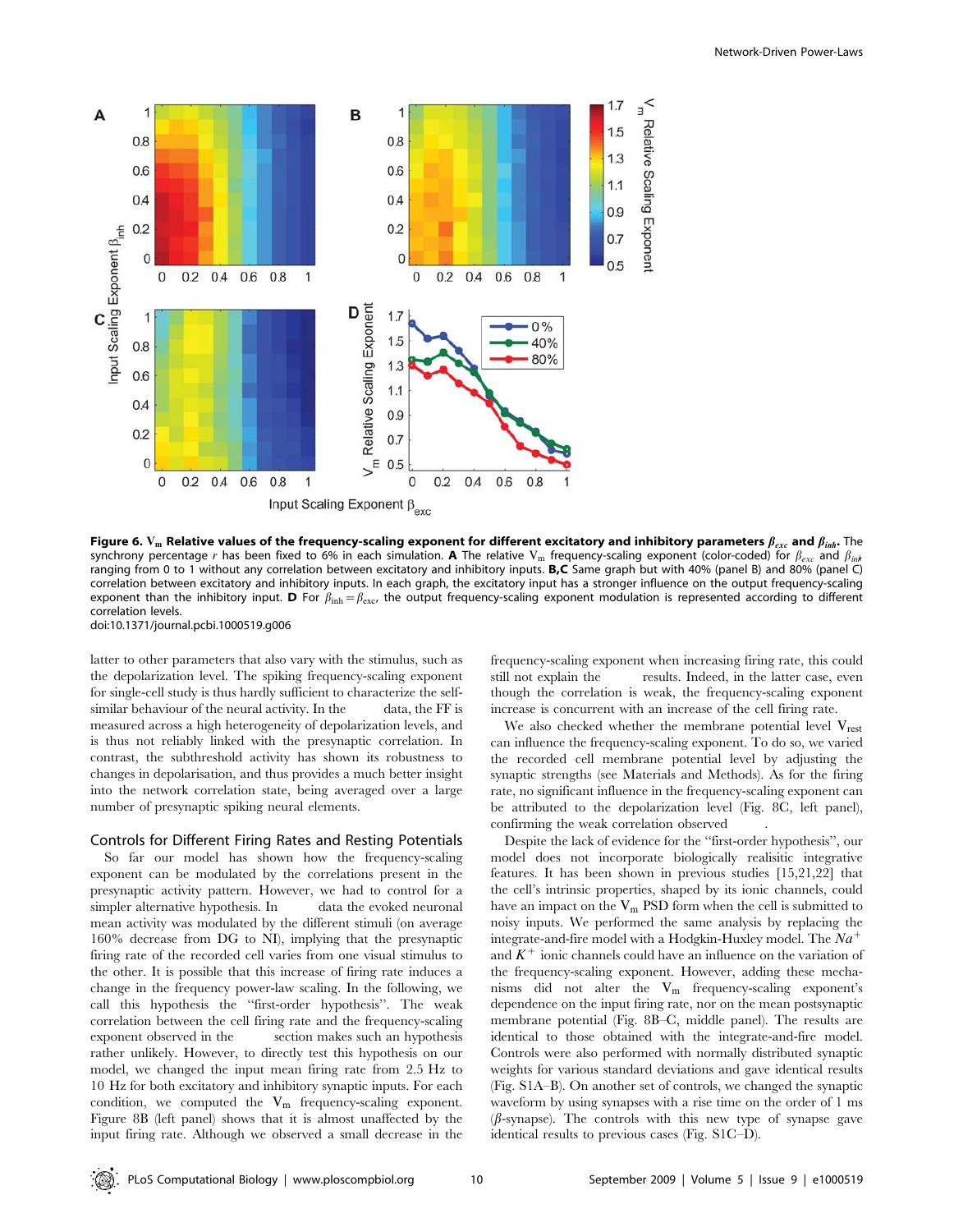**Figure 6. $V_m$ Relative values of the frequency-scaling exponent for different excitatory and inhibitory parameters $\beta_{exc}$ and $\beta_{inh}$.** The synchrony percentage $r$ has been fixed to 6% in each simulation. **A** The relative $V_m$ frequency-scaling exponent (color-coded) for $\beta_{exc}$ and $\beta_{inh}$ ranging from 0 to 1 without any correlation between excitatory and inhibitory inputs. **B,C** Same graph but with 40% (panel B) and 80% (panel C) correlation between excitatory and inhibitory inputs. In each graph, the excitatory input has a stronger influence on the output frequency-scaling exponent than the inhibitory input. **D** For $\beta_{inh} = \beta_{exc}$, the output frequency-scaling exponent modulation is represented according to different correlation levels.
doi:10.1371/journal.pcbi.1000519.g006

latter to other parameters that also vary with the stimulus, such as the depolarization level. The spiking frequency-scaling exponent for single-cell study is thus hardly sufficient to characterize the self-similar behaviour of the neural activity. In the data, the FF is measured across a high heterogeneity of depolarization levels, and is thus not reliably linked with the presynaptic correlation. In contrast, the subthreshold activity has shown its robustness to changes in depolarisation, and thus provides a much better insight into the network correlation state, being averaged over a large number of presynaptic spiking neural elements.

## Controls for Different Firing Rates and Resting Potentials

So far our model has shown how the frequency-scaling exponent can be modulated by the correlations present in the presynaptic activity pattern. However, we had to control for a simpler alternative hypothesis. In data the evoked neuronal mean activity was modulated by the different stimuli (on average 160% decrease from DG to NI), implying that the presynaptic firing rate of the recorded cell varies from one visual stimulus to the other. It is possible that this increase of firing rate induces a change in the frequency power-law scaling. In the following, we call this hypothesis the "first-order hypothesis". The weak correlation between the cell firing rate and the frequency-scaling exponent observed in the section makes such an hypothesis rather unlikely. However, to directly test this hypothesis on our model, we changed the input mean firing rate from 2.5 Hz to 10 Hz for both excitatory and inhibitory synaptic inputs. For each condition, we computed the $V_m$ frequency-scaling exponent. Figure 8B (left panel) shows that it is almost unaffected by the input firing rate. Although we observed a small decrease in the frequency-scaling exponent when increasing firing rate, this could still not explain the results. Indeed, in the latter case, even though the correlation is weak, the frequency-scaling exponent increase is concurrent with an increase of the cell firing rate.

We also checked whether the membrane potential level $V_{rest}$ can influence the frequency-scaling exponent. To do so, we varied the recorded cell membrane potential level by adjusting the synaptic strengths (see Materials and Methods). As for the firing rate, no significant influence in the frequency-scaling exponent can be attributed to the depolarization level (Fig. 8C, left panel), confirming the weak correlation observed .

Despite the lack of evidence for the "first-order hypothesis", our model does not incorporate biologically realisitic integrative features. It has been shown in previous studies [15,21,22] that the cell's intrinsic properties, shaped by its ionic channels, could have an impact on the $V_m$ PSD form when the cell is submitted to noisy inputs. We performed the same analysis by replacing the integrate-and-fire model with a Hodgkin-Huxley model. The $Na^+$ and $K^+$ ionic channels could have an influence on the variation of the frequency-scaling exponent. However, adding these mechanisms did not alter the $V_m$ frequency-scaling exponent's dependence on the input firing rate, nor on the mean postsynaptic membrane potential (Fig. 8B–C, middle panel). The results are identical to those obtained with the integrate-and-fire model. Controls were also performed with normally distributed synaptic weights for various standard deviations and gave identical results (Fig. S1A–B). On another set of controls, we changed the synaptic waveform by using synapses with a rise time on the order of 1 ms ($\beta$-synapse). The controls with this new type of synapse gave identical results to previous cases (Fig. S1C–D).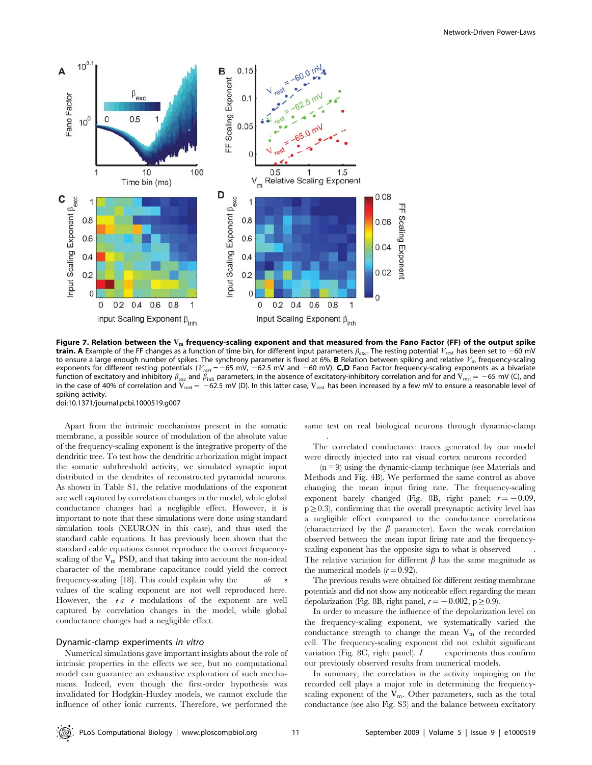**Figure 7. Relation between the $V_m$ frequency-scaling exponent and that measured from the Fano Factor (FF) of the output spike train. A** Example of the FF changes as a function of time bin, for different input parameters $\beta_{exc}$. The resting potential $V_{rest}$ has been set to −60 mV to ensure a large enough number of spikes. The synchrony parameter is fixed at 6%. **B** Relation between spiking and relative $V_m$ frequency-scaling exponents for different resting potentials ($V_{rest}$ = −65 mV, −62.5 mV and −60 mV). **C,D** Fano Factor frequency-scaling exponents as a bivariate function of excitatory and inhibitory $\beta_{exc}$ and $\beta_{inh}$ parameters, in the absence of excitatory-inhibitory correlation and for and $V_{rest}$ = −65 mV (C), and in the case of 40% of correlation and $V_{rest}$ = −62.5 mV (D). In this latter case, $V_{rest}$ has been increased by a few mV to ensure a reasonable level of spiking activity.
doi:10.1371/journal.pcbi.1000519.g007

Apart from the intrinsic mechanisms present in the somatic membrane, a possible source of modulation of the absolute value of the frequency-scaling exponent is the integrative property of the dendritic tree. To test how the dendritic arborization might impact the somatic subthreshold activity, we simulated synaptic input distributed in the dendrites of reconstructed pyramidal neurons. As shown in Table S1, the relative modulations of the exponent are well captured by correlation changes in the model, while global conductance changes had a negligible effect. However, it is important to note that these simulations were done using standard simulation tools (NEURON in this case), and thus used the standard cable equations. It has previously been shown that the standard cable equations cannot reproduce the correct frequency-scaling of the $V_m$ PSD, and that taking into account the non-ideal character of the membrane capacitance could yield the correct frequency-scaling [18]. This could explain why the *absolute* values of the scaling exponent are not well reproduced here. However, the *relative* modulations of the exponent are well captured by correlation changes in the model, while global conductance changes had a negligible effect.

## Dynamic-clamp experiments *in vitro*

Numerical simulations gave important insights about the role of intrinsic properties in the effects we see, but no computational model can guarantee an exhaustive exploration of such mechanisms. Indeed, even though the first-order hypothesis was invalidated for Hodgkin-Huxley models, we cannot exclude the influence of other ionic currents. Therefore, we performed the same test on real biological neurons through dynamic-clamp *in vitro*.

The correlated conductance traces generated by our model were directly injected into rat visual cortex neurons recorded *in vitro* (n = 9) using the dynamic-clamp technique (see Materials and Methods and Fig. 4B). We performed the same control as above changing the mean input firing rate. The frequency-scaling exponent barely changed (Fig. 8B, right panel; $r = -0.09$, $p \geq 0.3$), confirming that the overall presynaptic activity level has a negligible effect compared to the conductance correlations (characterized by the $\beta$ parameter). Even the weak correlation observed between the mean input firing rate and the frequency-scaling exponent has the opposite sign to what is observed *in vivo*. The relative variation for different $\beta$ has the same magnitude as the numerical models ($r = 0.92$).

The previous results were obtained for different resting membrane potentials and did not show any noticeable effect regarding the mean depolarization (Fig. 8B, right panel, $r = -0.002$, $p \geq 0.9$).

In order to measure the influence of the depolarization level on the frequency-scaling exponent, we systematically varied the conductance strength to change the mean $V_m$ of the recorded cell. The frequency-scaling exponent did not exhibit significant variation (Fig. 8C, right panel). *In vitro* experiments thus confirm our previously observed results from numerical models.

In summary, the correlation in the activity impinging on the recorded cell plays a major role in determining the frequency-scaling exponent of the $V_m$. Other parameters, such as the total conductance (see also Fig. S3) and the balance between excitatory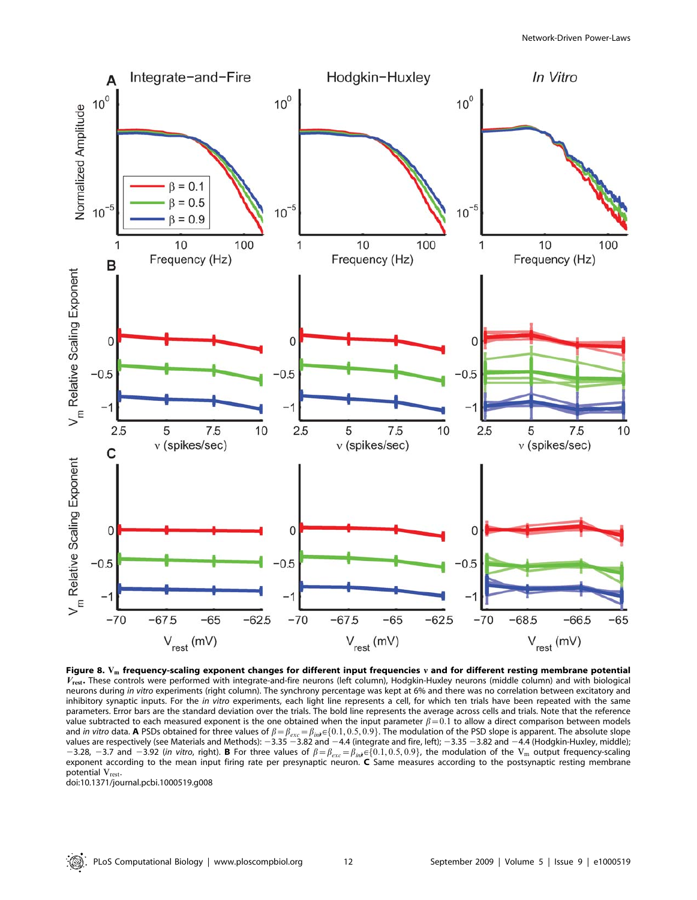**Figure 8. $V_m$ frequency-scaling exponent changes for different input frequencies $\nu$ and for different resting membrane potential $V_{rest}$.** These controls were performed with integrate-and-fire neurons (left column), Hodgkin-Huxley neurons (middle column) and with biological neurons during *in vitro* experiments (right column). The synchrony percentage was kept at 6% and there was no correlation between excitatory and inhibitory synaptic inputs. For the *in vitro* experiments, each light line represents a cell, for which ten trials have been repeated with the same parameters. Error bars are the standard deviation over the trials. The bold line represents the average across cells and trials. Note that the reference value subtracted to each measured exponent is the one obtained when the input parameter $\beta = 0.1$ to allow a direct comparison between models and *in vitro* data. **A** PSDs obtained for three values of $\beta = \beta_{exc} = \beta_{inh} \in \{0.1, 0.5, 0.9\}$. The modulation of the PSD slope is apparent. The absolute slope values are respectively (see Materials and Methods): −3.35 −3.82 and −4.4 (integrate and fire, left); −3.35 −3.82 and −4.4 (Hodgkin-Huxley, middle); −3.28, −3.7 and −3.92 (*in vitro*, right). **B** For three values of $\beta = \beta_{exc} = \beta_{inh} \in \{0.1, 0.5, 0.9\}$, the modulation of the $V_m$ output frequency-scaling exponent according to the mean input firing rate per presynaptic neuron. **C** Same measures according to the postsynaptic resting membrane potential $V_{rest}$.

doi:10.1371/journal.pcbi.1000519.g008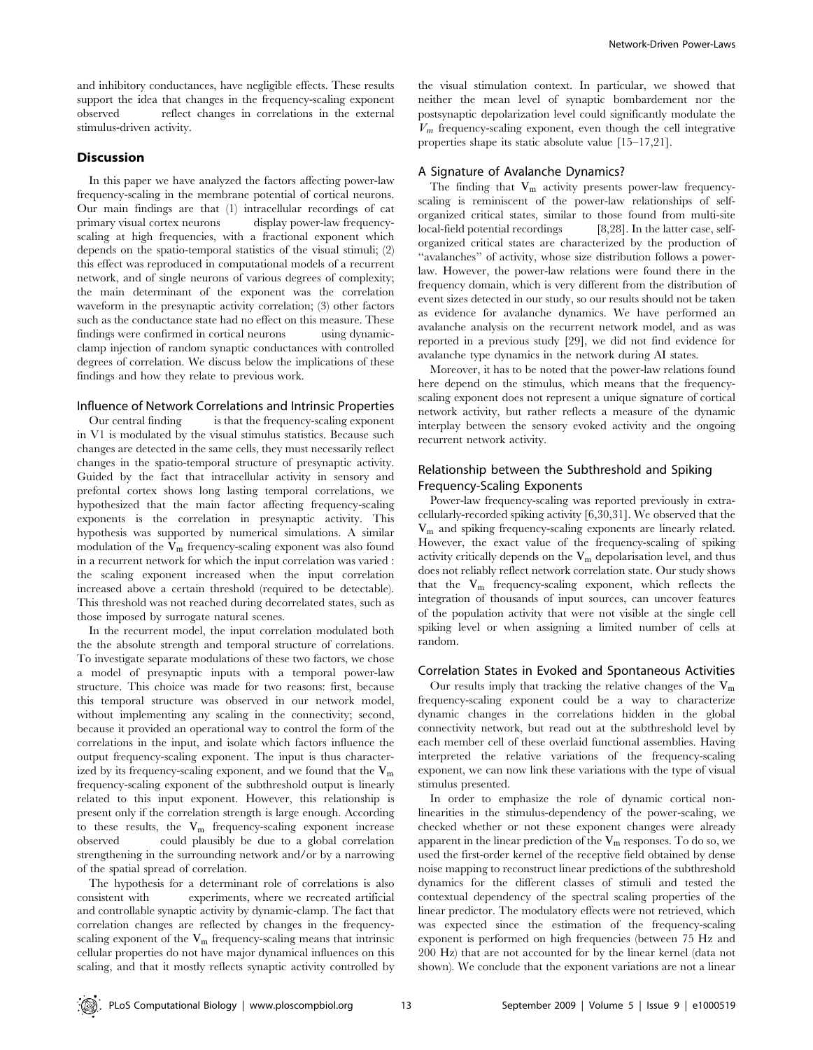and inhibitory conductances, have negligible effects. These results support the idea that changes in the frequency-scaling exponent observed reflect changes in correlations in the external stimulus-driven activity.

## Discussion

In this paper we have analyzed the factors affecting power-law frequency-scaling in the membrane potential of cortical neurons. Our main findings are that (1) intracellular recordings of cat primary visual cortex neurons display power-law frequency-scaling at high frequencies, with a fractional exponent which depends on the spatio-temporal statistics of the visual stimuli; (2) this effect was reproduced in computational models of a recurrent network, and of single neurons of various degrees of complexity; the main determinant of the exponent was the correlation waveform in the presynaptic activity correlation; (3) other factors such as the conductance state had no effect on this measure. These findings were confirmed in cortical neurons using dynamic-clamp injection of random synaptic conductances with controlled degrees of correlation. We discuss below the implications of these findings and how they relate to previous work.

### Influence of Network Correlations and Intrinsic Properties

Our central finding is that the frequency-scaling exponent in V1 is modulated by the visual stimulus statistics. Because such changes are detected in the same cells, they must necessarily reflect changes in the spatio-temporal structure of presynaptic activity. Guided by the fact that intracellular activity in sensory and prefontal cortex shows long lasting temporal correlations, we hypothesized that the main factor affecting frequency-scaling exponents is the correlation in presynaptic activity. This hypothesis was supported by numerical simulations. A similar modulation of the $V_m$ frequency-scaling exponent was also found in a recurrent network for which the input correlation was varied : the scaling exponent increased when the input correlation increased above a certain threshold (required to be detectable). This threshold was not reached during decorrelated states, such as those imposed by surrogate natural scenes.

In the recurrent model, the input correlation modulated both the the absolute strength and temporal structure of correlations. To investigate separate modulations of these two factors, we chose a model of presynaptic inputs with a temporal power-law structure. This choice was made for two reasons: first, because this temporal structure was observed in our network model, without implementing any scaling in the connectivity; second, because it provided an operational way to control the form of the correlations in the input, and isolate which factors influence the output frequency-scaling exponent. The input is thus characterized by its frequency-scaling exponent, and we found that the $V_m$ frequency-scaling exponent of the subthreshold output is linearly related to this input exponent. However, this relationship is present only if the correlation strength is large enough. According to these results, the $V_m$ frequency-scaling exponent increase observed could plausibly be due to a global correlation strengthening in the surrounding network and/or by a narrowing of the spatial spread of correlation.

The hypothesis for a determinant role of correlations is also consistent with experiments, where we recreated artificial and controllable synaptic activity by dynamic-clamp. The fact that correlation changes are reflected by changes in the frequency-scaling exponent of the $V_m$ frequency-scaling means that intrinsic cellular properties do not have major dynamical influences on this scaling, and that it mostly reflects synaptic activity controlled by the visual stimulation context. In particular, we showed that neither the mean level of synaptic bombardement nor the postsynaptic depolarization level could significantly modulate the $V_m$ frequency-scaling exponent, even though the cell integrative properties shape its static absolute value [15–17,21].

### A Signature of Avalanche Dynamics?

The finding that $V_m$ activity presents power-law frequency-scaling is reminiscent of the power-law relationships of self-organized critical states, similar to those found from multi-site local-field potential recordings [8,28]. In the latter case, self-organized critical states are characterized by the production of "avalanches" of activity, whose size distribution follows a power-law. However, the power-law relations were found there in the frequency domain, which is very different from the distribution of event sizes detected in our study, so our results should not be taken as evidence for avalanche dynamics. We have performed an avalanche analysis on the recurrent network model, and as was reported in a previous study [29], we did not find evidence for avalanche type dynamics in the network during AI states.

Moreover, it has to be noted that the power-law relations found here depend on the stimulus, which means that the frequency-scaling exponent does not represent a unique signature of cortical network activity, but rather reflects a measure of the dynamic interplay between the sensory evoked activity and the ongoing recurrent network activity.

### Relationship between the Subthreshold and Spiking Frequency-Scaling Exponents

Power-law frequency-scaling was reported previously in extracellularly-recorded spiking activity [6,30,31]. We observed that the $V_m$ and spiking frequency-scaling exponents are linearly related. However, the exact value of the frequency-scaling of spiking activity critically depends on the $V_m$ depolarisation level, and thus does not reliably reflect network correlation state. Our study shows that the $V_m$ frequency-scaling exponent, which reflects the integration of thousands of input sources, can uncover features of the population activity that were not visible at the single cell spiking level or when assigning a limited number of cells at random.

### Correlation States in Evoked and Spontaneous Activities

Our results imply that tracking the relative changes of the $V_m$ frequency-scaling exponent could be a way to characterize dynamic changes in the correlations hidden in the global connectivity network, but read out at the subthreshold level by each member cell of these overlaid functional assemblies. Having interpreted the relative variations of the frequency-scaling exponent, we can now link these variations with the type of visual stimulus presented.

In order to emphasize the role of dynamic cortical non-linearities in the stimulus-dependency of the power-scaling, we checked whether or not these exponent changes were already apparent in the linear prediction of the $V_m$ responses. To do so, we used the first-order kernel of the receptive field obtained by dense noise mapping to reconstruct linear predictions of the subthreshold dynamics for the different classes of stimuli and tested the contextual dependency of the spectral scaling properties of the linear predictor. The modulatory effects were not retrieved, which was expected since the estimation of the frequency-scaling exponent is performed on high frequencies (between 75 Hz and 200 Hz) that are not accounted for by the linear kernel (data not shown). We conclude that the exponent variations are not a linear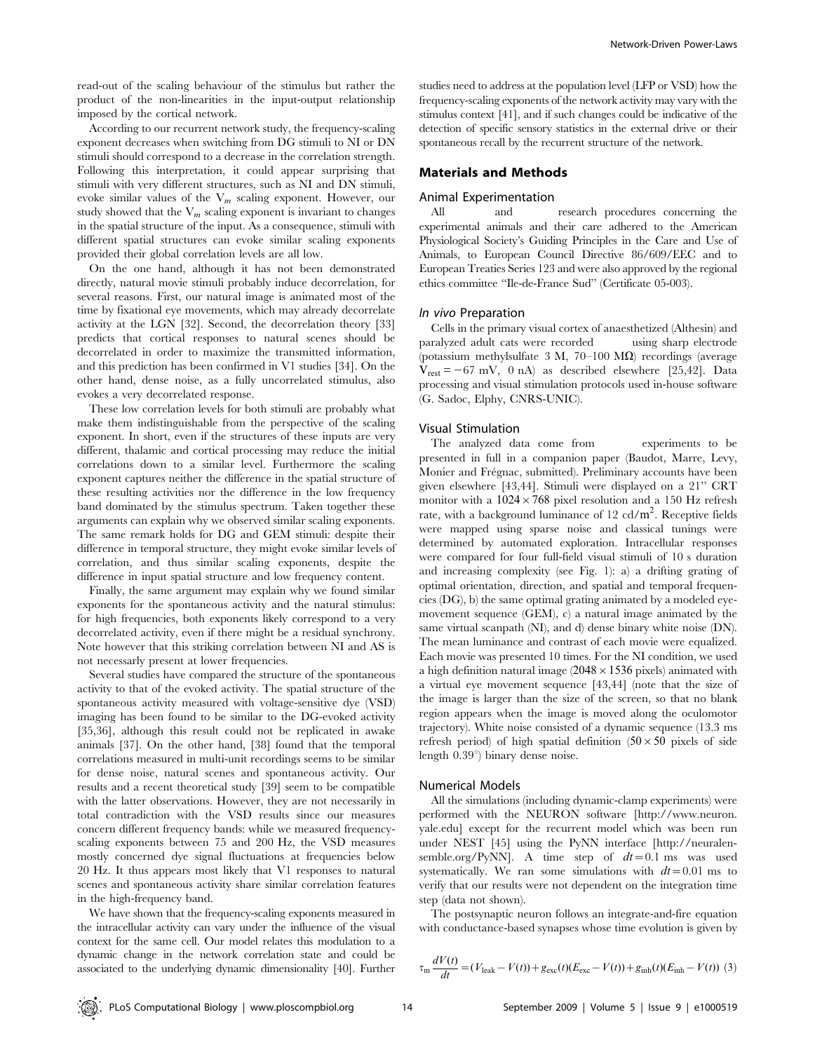read-out of the scaling behaviour of the stimulus but rather the product of the non-linearities in the input-output relationship imposed by the cortical network.

According to our recurrent network study, the frequency-scaling exponent decreases when switching from DG stimuli to NI or DN stimuli should correspond to a decrease in the correlation strength. Following this interpretation, it could appear surprising that stimuli with very different structures, such as NI and DN stimuli, evoke similar values of the $V_m$ scaling exponent. However, our study showed that the $V_m$ scaling exponent is invariant to changes in the spatial structure of the input. As a consequence, stimuli with different spatial structures can evoke similar scaling exponents provided their global correlation levels are all low.

On the one hand, although it has not been demonstrated directly, natural movie stimuli probably induce decorrelation, for several reasons. First, our natural image is animated most of the time by fixational eye movements, which may already decorrelate activity at the LGN [32]. Second, the decorrelation theory [33] predicts that cortical responses to natural scenes should be decorrelated in order to maximize the transmitted information, and this prediction has been confirmed in V1 studies [34]. On the other hand, dense noise, as a fully uncorrelated stimulus, also evokes a very decorrelated response.

These low correlation levels for both stimuli are probably what make them indistinguishable from the perspective of the scaling exponent. In short, even if the structures of these inputs are very different, thalamic and cortical processing may reduce the initial correlations down to a similar level. Furthermore the scaling exponent captures neither the difference in the spatial structure of these resulting activities nor the difference in the low frequency band dominated by the stimulus spectrum. Taken together these arguments can explain why we observed similar scaling exponents. The same remark holds for DG and GEM stimuli: despite their difference in temporal structure, they might evoke similar levels of correlation, and thus similar scaling exponents, despite the difference in input spatial structure and low frequency content.

Finally, the same argument may explain why we found similar exponents for the spontaneous activity and the natural stimulus: for high frequencies, both exponents likely correspond to a very decorrelated activity, even if there might be a residual synchrony. Note however that this striking correlation between NI and AS is not necessary present at lower frequencies.

Several studies have compared the structure of the spontaneous activity to that of the evoked activity. The spatial structure of the spontaneous activity measured with voltage-sensitive dye (VSD) imaging has been found to be similar to the DG-evoked activity [35,36], although this result could not be replicated in awake animals [37]. On the other hand, [38] found that the temporal correlations measured in multi-unit recordings seems to be similar for dense noise, natural scenes and spontaneous activity. Our results and a recent theoretical study [39] seem to be compatible with the latter observations. However, they are not necessarily in total contradiction with the VSD results since our measures concern different frequency bands: while we measured frequency-scaling exponents between 75 and 200 Hz, the VSD measures mostly concerned dye signal fluctuations at frequencies below 20 Hz. It thus appears most likely that V1 responses to natural scenes and spontaneous activity share similar correlation features in the high-frequency band.

We have shown that the frequency-scaling exponents measured in the intracellular activity can vary under the influence of the visual context for the same cell. Our model relates this modulation to a dynamic change in the network correlation state and could be associated to the underlying dynamic dimensionality [40]. Further studies need to address at the population level (LFP or VSD) how the frequency-scaling exponents of the network activity may vary with the stimulus context [41], and if such changes could be indicative of the detection of specific sensory statistics in the external drive or their spontaneous recall by the recurrent structure of the network.

## Materials and Methods

### Animal Experimentation

All and research procedures concerning the experimental animals and their care adhered to the American Physiological Society's Guiding Principles in the Care and Use of Animals, to European Council Directive 86/609/EEC and to European Treaties Series 123 and were also approved by the regional ethics committee "Ile-de-France Sud" (Certificate 05-003).

### *In vivo* Preparation

Cells in the primary visual cortex of anaesthetized (Althesin) and paralyzed adult cats were recorded using sharp electrode (potassium methylsulfate 3 M, 70–100 MΩ) recordings (average $V_{rest} = -67$ mV, 0 nA) as described elsewhere [25,42]. Data processing and visual stimulation protocols used in-house software (G. Sadoc, Elphy, CNRS-UNIC).

### Visual Stimulation

The analyzed data come from experiments to be presented in full in a companion paper (Baudot, Marre, Levy, Monier and Frégnac, submitted). Preliminary accounts have been given elsewhere [43,44]. Stimuli were displayed on a 21'' CRT monitor with a $1024 \times 768$ pixel resolution and a 150 Hz refresh rate, with a background luminance of 12 cd/m$^2$. Receptive fields were mapped using sparse noise and classical tunings were determined by automated exploration. Intracellular responses were compared for four full-field visual stimuli of 10 s duration and increasing complexity (see Fig. 1): a) a drifting grating of optimal orientation, direction, and spatial and temporal frequencies (DG), b) the same optimal grating animated by a modeled eye-movement sequence (GEM), c) a natural image animated by the same virtual scanpath (NI), and d) dense binary white noise (DN). The mean luminance and contrast of each movie were equalized. Each movie was presented 10 times. For the NI condition, we used a high definition natural image ($2048 \times 1536$ pixels) animated with a virtual eye movement sequence [43,44] (note that the size of the image is larger than the size of the screen, so that no blank region appears when the image is moved along the oculomotor trajectory). White noise consisted of a dynamic sequence (13.3 ms refresh period) of high spatial definition ($50 \times 50$ pixels of side length 0.39°) binary dense noise.

### Numerical Models

All the simulations (including dynamic-clamp experiments) were performed with the NEURON software [http://www.neuron.yale.edu] except for the recurrent model which was been run under NEST [45] using the PyNN interface [http://neuralensemble.org/PyNN]. A time step of $dt = 0.1$ ms was used systematically. We ran some simulations with $dt = 0.01$ ms to verify that our results were not dependent on the integration time step (data not shown).

The postsynaptic neuron follows an integrate-and-fire equation with conductance-based synapses whose time evolution is given by

$$\tau_m \frac{dV(t)}{dt} = (V_{leak} - V(t)) + g_{exc}(t)(E_{exc} - V(t)) + g_{inh}(t)(E_{inh} - V(t)) \quad (3)$$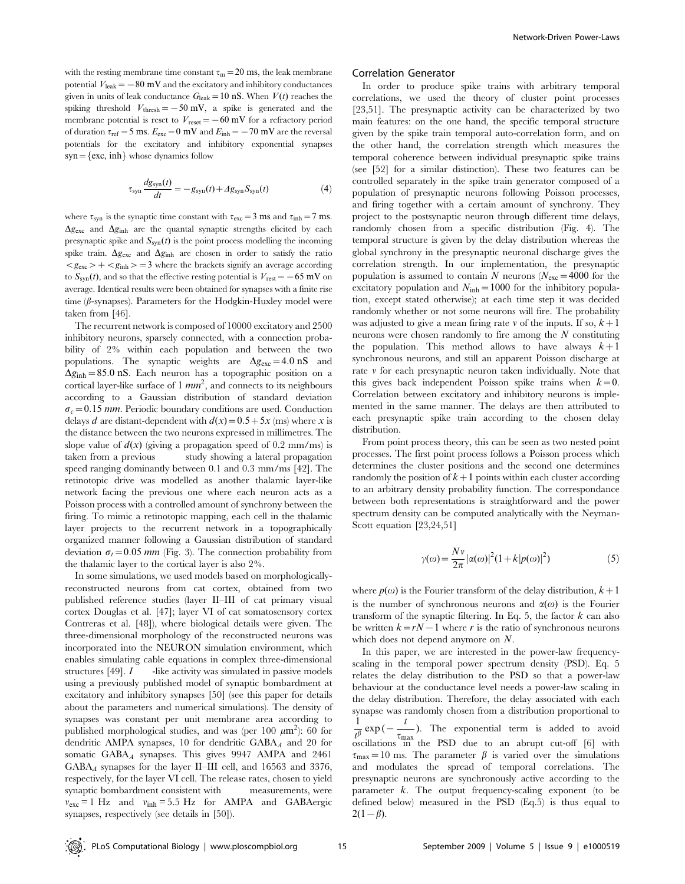with the resting membrane time constant $\tau_m = 20$ ms, the leak membrane potential $V_{leak} = -80$ mV and the excitatory and inhibitory conductances given in units of leak conductance $G_{leak} = 10$ nS. When $V(t)$ reaches the spiking threshold $V_{thresh} = -50$ mV, a spike is generated and the membrane potential is reset to $V_{reset} = -60$ mV for a refractory period of duration $\tau_{ref} = 5$ ms. $E_{exc} = 0$ mV and $E_{inh} = -70$ mV are the reversal potentials for the excitatory and inhibitory exponential synapses syn = {exc, inh} whose dynamics follow

$$\tau_{syn} \frac{dg_{syn}(t)}{dt} = -g_{syn}(t) + \Delta g_{syn} S_{syn}(t) \quad (4)$$

where $\tau_{syn}$ is the synaptic time constant with $\tau_{exc} = 3$ ms and $\tau_{inh} = 7$ ms. $\Delta g_{exc}$ and $\Delta g_{inh}$ are the quantal synaptic strengths elicited by each presynaptic spike and $S_{syn}(t)$ is the point process modelling the incoming spike train. $\Delta g_{exc}$ and $\Delta g_{inh}$ are chosen in order to satisfy the ratio $< g_{exc} > + < g_{inh} > = 3$ where the brackets signify an average according to $S_{syn}(t)$, and so that the effective resting potential is $V_{rest} = -65$ mV on average. Identical results were been obtained for synapses with a finite rise time ($\beta$-synapses). Parameters for the Hodgkin-Huxley model were taken from [46].

The recurrent network is composed of 10000 excitatory and 2500 inhibitory neurons, sparsely connected, with a connection probability of 2% within each population and between the two populations. The synaptic weights are $\Delta g_{exc} = 4.0$ nS and $\Delta g_{inh} = 85.0$ nS. Each neuron has a topographic position on a cortical layer-like surface of 1 $mm^2$, and connects to its neighbours according to a Gaussian distribution of standard deviation $\sigma_c = 0.15$ $mm$. Periodic boundary conditions are used. Conduction delays $d$ are distant-dependent with $d(x) = 0.5 + 5x$ (ms) where $x$ is the distance between the two neurons expressed in millimetres. The slope value of $d(x)$ (giving a propagation speed of 0.2 mm/ms) is taken from a previous study showing a lateral propagation speed ranging dominantly between 0.1 and 0.3 mm/ms [42]. The retinotopic drive was modelled as another thalamic layer-like network facing the previous one where each neuron acts as a Poisson process with a controlled amount of synchrony between the firing. To mimic a retinotopic mapping, each cell in the thalamic layer projects to the recurrent network in a topographically organized manner following a Gaussian distribution of standard deviation $\sigma_t = 0.05$ $mm$ (Fig. 3). The connection probability from the thalamic layer to the cortical layer is also 2%.

In some simulations, we used models based on morphologically-reconstructed neurons from cat cortex, obtained from two published reference studies (layer II–III of cat primary visual cortex Douglas et al. [47]; layer VI of cat somatosensory cortex Contreras et al. [48]), where biological details were given. The three-dimensional morphology of the reconstructed neurons was incorporated into the NEURON simulation environment, which enables simulating cable equations in complex three-dimensional structures [49]. I -like activity was simulated in passive models using a previously published model of synaptic bombardment at excitatory and inhibitory synapses [50] (see this paper for details about the parameters and numerical simulations). The density of synapses was constant per unit membrane area according to published morphological studies, and was (per 100 $\mu$m$^2$): 60 for dendritic AMPA synapses, 10 for dendritic GABA$_A$ and 20 for somatic GABA$_A$ synapses. This gives 9947 AMPA and 2461 GABA$_A$ synapses for the layer II–III cell, and 16563 and 3376, respectively, for the layer VI cell. The release rates, chosen to yield synaptic bombardment consistent with measurements, were $\nu_{exc} = 1$ Hz and $\nu_{inh} = 5.5$ Hz for AMPA and GABAergic synapses, respectively (see details in [50]).

## Correlation Generator

In order to produce spike trains with arbitrary temporal correlations, we used the theory of cluster point processes [23,51]. The presynaptic activity can be characterized by two main features: on the one hand, the specific temporal structure given by the spike train temporal auto-correlation form, and on the other hand, the correlation strength which measures the temporal coherence between individual presynaptic spike trains (see [52] for a similar distinction). These two features can be controlled separately in the spike train generator composed of a population of presynaptic neurons following Poisson processes, and firing together with a certain amount of synchrony. They project to the postsynaptic neuron through different time delays, randomly chosen from a specific distribution (Fig. 4). The temporal structure is given by the delay distribution whereas the global synchrony in the presynaptic neuronal discharge gives the correlation strength. In our implementation, the presynaptic population is assumed to contain $N$ neurons ($N_{exc} = 4000$ for the excitatory population and $N_{inh} = 1000$ for the inhibitory population, except stated otherwise); at each time step it was decided randomly whether or not some neurons will fire. The probability was adjusted to give a mean firing rate $\nu$ of the inputs. If so, $k+1$ neurons were chosen randomly to fire among the $N$ constituting the population. This method allows to have always $k+1$ synchronous neurons, and still an apparent Poisson discharge at rate $\nu$ for each presynaptic neuron taken individually. Note that this gives back independent Poisson spike trains when $k = 0$. Correlation between excitatory and inhibitory neurons is implemented in the same manner. The delays are then attributed to each presynaptic spike train according to the chosen delay distribution.

From point process theory, this can be seen as two nested point processes. The first point process follows a Poisson process which determines the cluster positions and the second one determines randomly the position of $k+1$ points within each cluster according to an arbitrary density probability function. The correspondance between both representations is straightforward and the power spectrum density can be computed analytically with the Neyman-Scott equation [23,24,51]

$$\gamma(\omega) = \frac{N\nu}{2\pi} |\alpha(\omega)|^2 (1 + k|p(\omega)|^2) \quad (5)$$

where $p(\omega)$ is the Fourier transform of the delay distribution, $k+1$ is the number of synchronous neurons and $\alpha(\omega)$ is the Fourier transform of the synaptic filtering. In Eq. 5, the factor $k$ can also be written $k = rN - 1$ where $r$ is the ratio of synchronous neurons which does not depend anymore on $N$.

In this paper, we are interested in the power-law frequency-scaling in the temporal power spectrum density (PSD). Eq. 5 relates the delay distribution to the PSD so that a power-law behaviour at the conductance level needs a power-law scaling in the delay distribution. Therefore, the delay associated with each synapse was randomly chosen from a distribution proportional to $\frac{1}{t^\beta} \exp\left(-\frac{t}{\tau_{max}}\right)$. The exponential term is added to avoid oscillations in the PSD due to an abrupt cut-off [6] with $\tau_{max} = 10$ ms. The parameter $\beta$ is varied over the simulations and modulates the spread of temporal correlations. The presynaptic neurons are synchronously active according to the parameter $k$. The output frequency-scaling exponent (to be defined below) measured in the PSD (Eq.5) is thus equal to $2(1-\beta)$.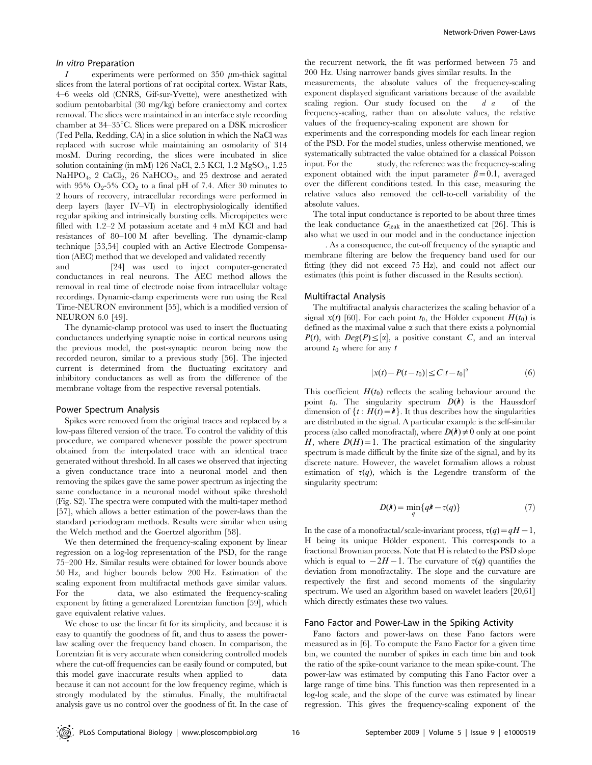### *In vitro* Preparation

*I* experiments were performed on 350 $\mu$m-thick sagittal slices from the lateral portions of rat occipital cortex. Wistar Rats, 4–6 weeks old (CNRS, Gif-sur-Yvette), were anesthetized with sodium pentobarbital (30 mg/kg) before craniectomy and cortex removal. The slices were maintained in an interface style recording chamber at 34–35°C. Slices were prepared on a DSK microslicer (Ted Pella, Redding, CA) in a slice solution in which the NaCl was replaced with sucrose while maintaining an osmolarity of 314 mosM. During recording, the slices were incubated in slice solution containing (in mM) 126 NaCl, 2.5 KCl, 1.2 $MgSO_4$, 1.25 $NaHPO_4$, 2 $CaCl_2$, 26 $NaHCO_3$, and 25 dextrose and aerated with 95% $O_2$-5% $CO_2$ to a final pH of 7.4. After 30 minutes to 2 hours of recovery, intracellular recordings were performed in deep layers (layer IV–VI) in electrophysiologically identified regular spiking and intrinsically bursting cells. Micropipettes were filled with 1.2–2 M potassium acetate and 4 mM KCl and had resistances of 80–100 M after bevelling. The dynamic-clamp technique [53,54] coupled with an Active Electrode Compensation (AEC) method that we developed and validated recently and [24] was used to inject computer-generated conductances in real neurons. The AEC method allows the removal in real time of electrode noise from intracellular voltage recordings. Dynamic-clamp experiments were run using the Real Time-NEURON environment [55], which is a modified version of NEURON 6.0 [49].

The dynamic-clamp protocol was used to insert the fluctuating conductances underlying synaptic noise in cortical neurons using the previous model, the post-synaptic neuron being now the recorded neuron, similar to a previous study [56]. The injected current is determined from the fluctuating excitatory and inhibitory conductances as well as from the difference of the membrane voltage from the respective reversal potentials.

### Power Spectrum Analysis

Spikes were removed from the original traces and replaced by a low-pass filtered version of the trace. To control the validity of this procedure, we compared whenever possible the power spectrum obtained from the interpolated trace with an identical trace generated without threshold. In all cases we observed that injecting a given conductance trace into a neuronal model and then removing the spikes gave the same power spectrum as injecting the same conductance in a neuronal model without spike threshold (Fig. S2). The spectra were computed with the multi-taper method [57], which allows a better estimation of the power-laws than the standard periodogram methods. Results were similar when using the Welch method and the Goertzel algorithm [58].

We then determined the frequency-scaling exponent by linear regression on a log-log representation of the PSD, for the range 75–200 Hz. Similar results were obtained for lower bounds above 50 Hz, and higher bounds below 200 Hz. Estimation of the scaling exponent from multifractal methods gave similar values. For the data, we also estimated the frequency-scaling exponent by fitting a generalized Lorentzian function [59], which gave equivalent relative values.

We chose to use the linear fit for its simplicity, and because it is easy to quantify the goodness of fit, and thus to assess the power-law scaling over the frequency band chosen. In comparison, the Lorentzian fit is very accurate when considering controlled models where the cut-off frequencies can be easily found or computed, but this model gave inaccurate results when applied to data because it can not account for the low frequency regime, which is strongly modulated by the stimulus. Finally, the multifractal analysis gave us no control over the goodness of fit. In the case of the recurrent network, the fit was performed between 75 and 200 Hz. Using narrower bands gives similar results. In the measurements, the absolute values of the frequency-scaling exponent displayed significant variations because of the available scaling region. Our study focused on the *d a* of the frequency-scaling, rather than on absolute values, the relative values of the frequency-scaling exponent are shown for experiments and the corresponding models for each linear region of the PSD. For the model studies, unless otherwise mentioned, we systematically subtracted the value obtained for a classical Poisson input. For the study, the reference was the frequency-scaling exponent obtained with the input parameter $\beta = 0.1$, averaged over the different conditions tested. In this case, measuring the relative values also removed the cell-to-cell variability of the absolute values.

The total input conductance is reported to be about three times the leak conductance $G_{leak}$ in the anaesthetized cat [26]. This is also what we used in our model and in the conductance injection . As a consequence, the cut-off frequency of the synaptic and membrane filtering are below the frequency band used for our fitting (they did not exceed 75 Hz), and could not affect our estimates (this point is futher discussed in the Results section).

### Multifractal Analysis

The multifractal analysis characterizes the scaling behavior of a signal $x(t)$ [60]. For each point $t_0$, the Hölder exponent $H(t_0)$ is defined as the maximal value $\alpha$ such that there exists a polynomial $P(t)$, with $Deg(P) \leq [\alpha]$, a positive constant $C$, and an interval around $t_0$ where for any $t$

$$|x(t) - P(t - t_0)| \leq C|t - t_0|^{\alpha} \tag{6}$$

This coefficient $H(t_0)$ reflects the scaling behaviour around the point $t_0$. The singularity spectrum $D(\hbar)$ is the Haussdorf dimension of $\{t : H(t) = \hbar\}$. It thus describes how the singularities are distributed in the signal. A particular example is the self-similar process (also called monofractal), where $D(\hbar) \neq 0$ only at one point $H$, where $D(H) = 1$. The practical estimation of the singularity spectrum is made difficult by the finite size of the signal, and by its discrete nature. However, the wavelet formalism allows a robust estimation of $\tau(q)$, which is the Legendre transform of the singularity spectrum:

$$D(\hbar) = \min_q \{q\hbar - \tau(q)\} \tag{7}$$

In the case of a monofractal/scale-invariant process, $\tau(q) = qH - 1$, H being its unique Hölder exponent. This corresponds to a fractional Brownian process. Note that H is related to the PSD slope which is equal to $-2H - 1$. The curvature of $\tau(q)$ quantifies the deviation from monofractality. The slope and the curvature are respectively the first and second moments of the singularity spectrum. We used an algorithm based on wavelet leaders [20,61] which directly estimates these two values.

### Fano Factor and Power-Law in the Spiking Activity

Fano factors and power-laws on these Fano factors were measured as in [6]. To compute the Fano Factor for a given time bin, we counted the number of spikes in each time bin and took the ratio of the spike-count variance to the mean spike-count. The power-law was estimated by computing this Fano Factor over a large range of time bins. This function was then represented in a log-log scale, and the slope of the curve was estimated by linear regression. This gives the frequency-scaling exponent of the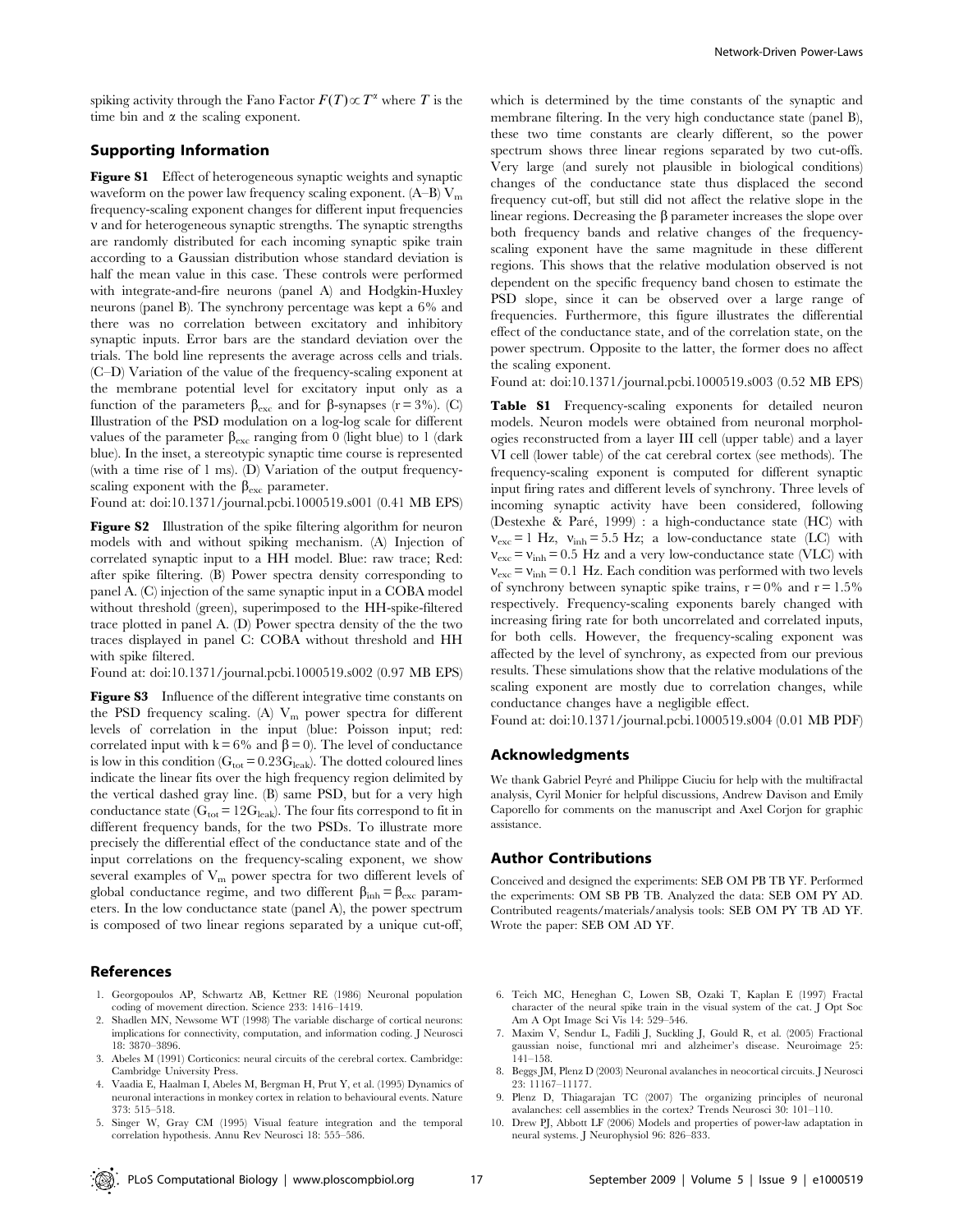spiking activity through the Fano Factor $F(T) \propto T^{\alpha}$ where $T$ is the time bin and $\alpha$ the scaling exponent.

## Supporting Information

**Figure S1** Effect of heterogeneous synaptic weights and synaptic waveform on the power law frequency scaling exponent. (A–B) $V_m$ frequency-scaling exponent changes for different input frequencies $\nu$ and for heterogeneous synaptic strengths. The synaptic strengths are randomly distributed for each incoming synaptic spike train according to a Gaussian distribution whose standard deviation is half the mean value in this case. These controls were performed with integrate-and-fire neurons (panel A) and Hodgkin-Huxley neurons (panel B). The synchrony percentage was kept a 6% and there was no correlation between excitatory and inhibitory synaptic inputs. Error bars are the standard deviation over the trials. The bold line represents the average across cells and trials. (C–D) Variation of the value of the frequency-scaling exponent at the membrane potential level for excitatory input only as a function of the parameters $\beta_{exc}$ and for $\beta$-synapses ($r = 3\%$). (C) Illustration of the PSD modulation on a log-log scale for different values of the parameter $\beta_{exc}$ ranging from 0 (light blue) to 1 (dark blue). In the inset, a stereotypic synaptic time course is represented (with a time rise of 1 ms). (D) Variation of the output frequency-scaling exponent with the $\beta_{exc}$ parameter.

Found at: doi:10.1371/journal.pcbi.1000519.s001 (0.41 MB EPS)

**Figure S2** Illustration of the spike filtering algorithm for neuron models with and without spiking mechanism. (A) Injection of correlated synaptic input to a HH model. Blue: raw trace; Red: after spike filtering. (B) Power spectra density corresponding to panel A. (C) injection of the same synaptic input in a COBA model without threshold (green), superimposed to the HH-spike-filtered trace plotted in panel A. (D) Power spectra density of the the two traces displayed in panel C: COBA without threshold and HH with spike filtered.

Found at: doi:10.1371/journal.pcbi.1000519.s002 (0.97 MB EPS)

**Figure S3** Influence of the different integrative time constants on the PSD frequency scaling. (A) $V_m$ power spectra for different levels of correlation in the input (blue: Poisson input; red: correlated input with $k = 6\%$ and $\beta = 0$). The level of conductance is low in this condition ($G_{tot} = 0.23G_{leak}$). The dotted coloured lines indicate the linear fits over the high frequency region delimited by the vertical dashed gray line. (B) same PSD, but for a very high conductance state ($G_{tot} = 12G_{leak}$). The four fits correspond to fit in different frequency bands, for the two PSDs. To illustrate more precisely the differential effect of the conductance state and of the input correlations on the frequency-scaling exponent, we show several examples of $V_m$ power spectra for two different levels of global conductance regime, and two different $\beta_{inh} = \beta_{exc}$ parameters. In the low conductance state (panel A), the power spectrum is composed of two linear regions separated by a unique cut-off, which is determined by the time constants of the synaptic and membrane filtering. In the very high conductance state (panel B), these two time constants are clearly different, so the power spectrum shows three linear regions separated by two cut-offs. Very large (and surely not plausible in biological conditions) changes of the conductance state thus displaced the second frequency cut-off, but still did not affect the relative slope in the linear regions. Decreasing the $\beta$ parameter increases the slope over both frequency bands and relative changes of the frequency-scaling exponent have the same magnitude in these different regions. This shows that the relative modulation observed is not dependent on the specific frequency band chosen to estimate the PSD slope, since it can be observed over a large range of frequencies. Furthermore, this figure illustrates the differential effect of the conductance state, and of the correlation state, on the power spectrum. Opposite to the latter, the former does no affect the scaling exponent.

Found at: doi:10.1371/journal.pcbi.1000519.s003 (0.52 MB EPS)

**Table S1** Frequency-scaling exponents for detailed neuron models. Neuron models were obtained from neuronal morphologies reconstructed from a layer III cell (upper table) and a layer VI cell (lower table) of the cat cerebral cortex (see methods). The frequency-scaling exponent is computed for different synaptic input firing rates and different levels of synchrony. Three levels of incoming synaptic activity have been considered, following (Destexhe & Paré, 1999) : a high-conductance state (HC) with $\nu_{exc} = 1$ Hz, $\nu_{inh} = 5.5$ Hz; a low-conductance state (LC) with $\nu_{exc} = \nu_{inh} = 0.5$ Hz and a very low-conductance state (VLC) with $\nu_{exc} = \nu_{inh} = 0.1$ Hz. Each condition was performed with two levels of synchrony between synaptic spike trains, $r = 0\%$ and $r = 1.5\%$ respectively. Frequency-scaling exponents barely changed with increasing firing rate for both uncorrelated and correlated inputs, for both cells. However, the frequency-scaling exponent was affected by the level of synchrony, as expected from our previous results. These simulations show that the relative modulations of the scaling exponent are mostly due to correlation changes, while conductance changes have a negligible effect.

Found at: doi:10.1371/journal.pcbi.1000519.s004 (0.01 MB PDF)

## Acknowledgments

We thank Gabriel Peyré and Philippe Ciuciu for help with the multifractal analysis, Cyril Monier for helpful discussions, Andrew Davison and Emily Caporello for comments on the manuscript and Axel Corjon for graphic assistance.

## Author Contributions

Conceived and designed the experiments: SEB OM PB TB YF. Performed the experiments: OM SB PB TB. Analyzed the data: SEB OM PY AD. Contributed reagents/materials/analysis tools: SEB OM PY TB AD YF. Wrote the paper: SEB OM AD YF.

## References

1. Georgopoulos AP, Schwartz AB, Kettner RE (1986) Neuronal population coding of movement direction. Science 233: 1416–1419.
2. Shadlen MN, Newsome WT (1998) The variable discharge of cortical neurons: implications for connectivity, computation, and information coding. J Neurosci 18: 3870–3896.
3. Abeles M (1991) Corticonics: neural circuits of the cerebral cortex. Cambridge: Cambridge University Press.
4. Vaadia E, Haalman I, Abeles M, Bergman H, Prut Y, et al. (1995) Dynamics of neuronal interactions in monkey cortex in relation to behavioural events. Nature 373: 515–518.
5. Singer W, Gray CM (1995) Visual feature integration and the temporal correlation hypothesis. Annu Rev Neurosci 18: 555–586.
6. Teich MC, Heneghan C, Lowen SB, Ozaki T, Kaplan E (1997) Fractal character of the neural spike train in the visual system of the cat. J Opt Soc Am A Opt Image Sci Vis 14: 529–546.
7. Maxim V, Sendur L, Fadili J, Suckling J, Gould R, et al. (2005) Fractional gaussian noise, functional mri and alzheimer's disease. Neuroimage 25: 141–158.
8. Beggs JM, Plenz D (2003) Neuronal avalanches in neocortical circuits. J Neurosci 23: 11167–11177.
9. Plenz D, Thiagarajan TC (2007) The organizing principles of neuronal avalanches: cell assemblies in the cortex? Trends Neurosci 30: 101–110.
10. Drew PJ, Abbott LF (2006) Models and properties of power-law adaptation in neural systems. J Neurophysiol 96: 826–833.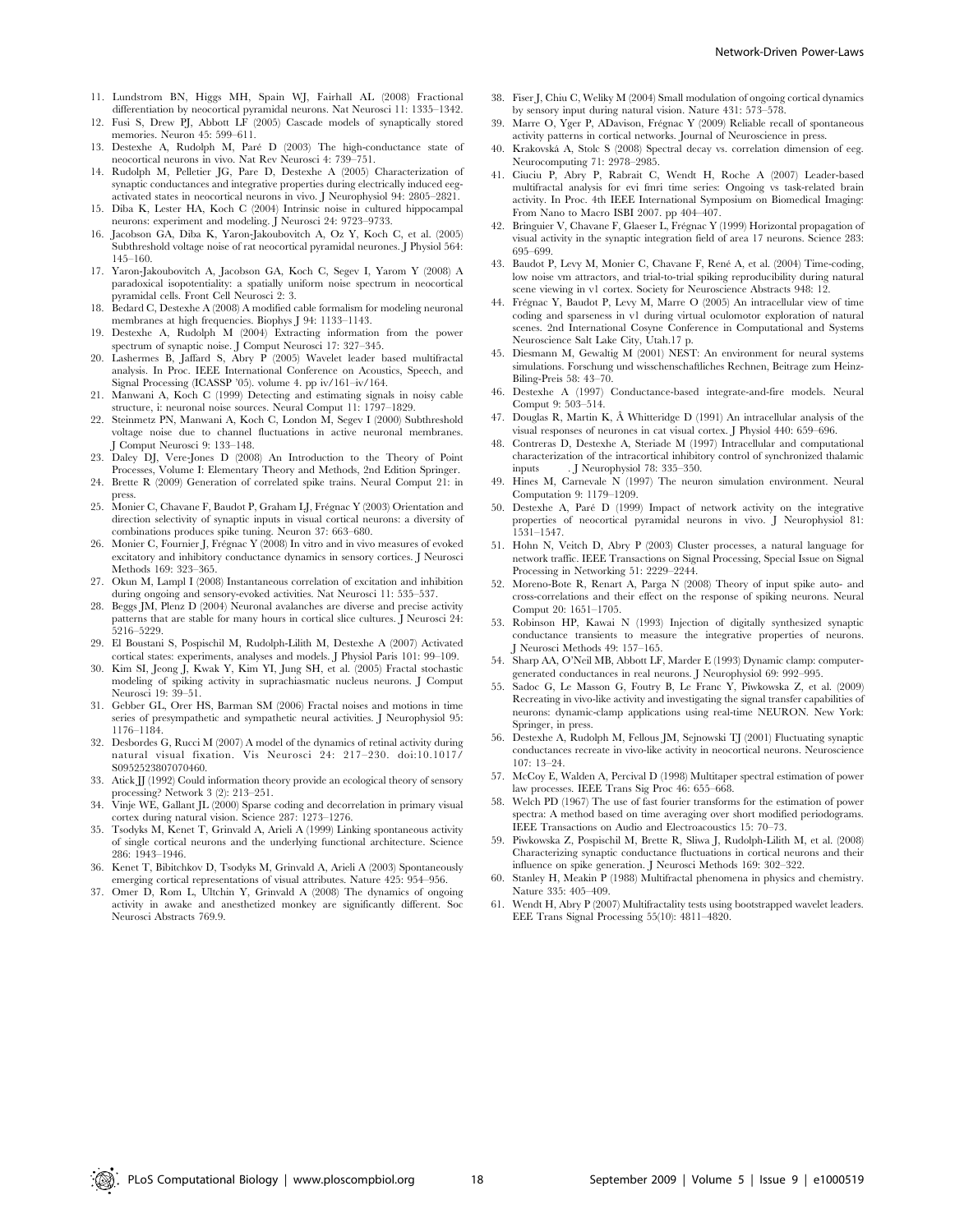11. Lundstrom BN, Higgs MH, Spain WJ, Fairhall AL (2008) Fractional differentiation by neocortical pyramidal neurons. Nat Neurosci 11: 1335–1342.
12. Fusi S, Drew PJ, Abbott LF (2005) Cascade models of synaptically stored memories. Neuron 45: 599–611.
13. Destexhe A, Rudolph M, Paré D (2003) The high-conductance state of neocortical neurons in vivo. Nat Rev Neurosci 4: 739–751.
14. Rudolph M, Pelletier JG, Pare D, Destexhe A (2005) Characterization of synaptic conductances and integrative properties during electrically induced eeg-activated states in neocortical neurons in vivo. J Neurophysiol 94: 2805–2821.
15. Diba K, Lester HA, Koch C (2004) Intrinsic noise in cultured hippocampal neurons: experiment and modeling. J Neurosci 24: 9723–9733.
16. Jacobson GA, Diba K, Yaron-Jakoubovitch A, Oz Y, Koch C, et al. (2005) Subthreshold voltage noise of rat neocortical pyramidal neurones. J Physiol 564: 145–160.
17. Yaron-Jakoubovitch A, Jacobson GA, Koch C, Segev I, Yarom Y (2008) A paradoxical isopotentiality: a spatially uniform noise spectrum in neocortical pyramidal cells. Front Cell Neurosci 2: 3.
18. Bedard C, Destexhe A (2008) A modified cable formalism for modeling neuronal membranes at high frequencies. Biophys J 94: 1133–1143.
19. Destexhe A, Rudolph M (2004) Extracting information from the power spectrum of synaptic noise. J Comput Neurosci 17: 327–345.
20. Lashermes B, Jaffard S, Abry P (2005) Wavelet leader based multifractal analysis. In Proc. IEEE International Conference on Acoustics, Speech, and Signal Processing (ICASSP '05). volume 4. pp iv/161–iv/164.
21. Manwani A, Koch C (1999) Detecting and estimating signals in noisy cable structure, i: neuronal noise sources. Neural Comput 11: 1797–1829.
22. Steinmetz PN, Manwani A, Koch C, London M, Segev I (2000) Subthreshold voltage noise due to channel fluctuations in active neuronal membranes. J Comput Neurosci 9: 133–148.
23. Daley DJ, Vere-Jones D (2008) An Introduction to the Theory of Point Processes, Volume I: Elementary Theory and Methods, 2nd Edition Springer.
24. Brette R (2009) Generation of correlated spike trains. Neural Comput 21: in press.
25. Monier C, Chavane F, Baudot P, Graham LJ, Frégnac Y (2003) Orientation and direction selectivity of synaptic inputs in visual cortical neurons: a diversity of combinations produces spike tuning. Neuron 37: 663–680.
26. Monier C, Fournier J, Frégnac Y (2008) In vitro and in vivo measures of evoked excitatory and inhibitory conductance dynamics in sensory cortices. J Neurosci Methods 169: 323–365.
27. Okun M, Lampl I (2008) Instantaneous correlation of excitation and inhibition during ongoing and sensory-evoked activities. Nat Neurosci 11: 535–537.
28. Beggs JM, Plenz D (2004) Neuronal avalanches are diverse and precise activity patterns that are stable for many hours in cortical slice cultures. J Neurosci 24: 5216–5229.
29. El Boustani S, Pospischil M, Rudolph-Lilith M, Destexhe A (2007) Activated cortical states: experiments, analyses and models. J Physiol Paris 101: 99–109.
30. Kim SI, Jeong J, Kwak Y, Kim YI, Jung SH, et al. (2005) Fractal stochastic modeling of spiking activity in suprachiasmatic nucleus neurons. J Comput Neurosci 19: 39–51.
31. Gebber GL, Orer HS, Barman SM (2006) Fractal noises and motions in time series of presympathetic and sympathetic neural activities. J Neurophysiol 95: 1176–1184.
32. Desbordes G, Rucci M (2007) A model of the dynamics of retinal activity during natural visual fixation. Vis Neurosci 24: 217–230. doi:10.1017/S0952523807070460.
33. Atick JJ (1992) Could information theory provide an ecological theory of sensory processing? Network 3 (2): 213–251.
34. Vinje WE, Gallant JL (2000) Sparse coding and decorrelation in primary visual cortex during natural vision. Science 287: 1273–1276.
35. Tsodyks M, Kenet T, Grinvald A, Arieli A (1999) Linking spontaneous activity of single cortical neurons and the underlying functional architecture. Science 286: 1943–1946.
36. Kenet T, Bibitchkov D, Tsodyks M, Grinvald A, Arieli A (2003) Spontaneously emerging cortical representations of visual attributes. Nature 425: 954–956.
37. Omer D, Rom L, Ultchin Y, Grinvald A (2008) The dynamics of ongoing activity in awake and anesthetized monkey are significantly different. Soc Neurosci Abstracts 769.9.
38. Fiser J, Chiu C, Weliky M (2004) Small modulation of ongoing cortical dynamics by sensory input during natural vision. Nature 431: 573–578.
39. Marre O, Yger P, ADavison, Frégnac Y (2009) Reliable recall of spontaneous activity patterns in cortical networks. Journal of Neuroscience in press.
40. Krakovská A, Stolc S (2008) Spectral decay vs. correlation dimension of eeg. Neurocomputing 71: 2978–2985.
41. Ciuciu P, Abry P, Rabrait C, Wendt H, Roche A (2007) Leader-based multifractal analysis for evi fmri time series: Ongoing vs task-related brain activity. In Proc. 4th IEEE International Symposium on Biomedical Imaging: From Nano to Macro ISBI 2007. pp 404–407.
42. Bringuier V, Chavane F, Glaeser L, Frégnac Y (1999) Horizontal propagation of visual activity in the synaptic integration field of area 17 neurons. Science 283: 695–699.
43. Baudot P, Levy M, Monier C, Chavane F, René A, et al. (2004) Time-coding, low noise vm attractors, and trial-to-trial spiking reproducibility during natural scene viewing in v1 cortex. Society for Neuroscience Abstracts 948: 12.
44. Frégnac Y, Baudot P, Levy M, Marre O (2005) An intracellular view of time coding and sparseness in v1 during virtual oculomotor exploration of natural scenes. 2nd International Cosyne Conference in Computational and Systems Neuroscience Salt Lake City, Utah.17 p.
45. Diesmann M, Gewaltig M (2001) NEST: An environment for neural systems simulations. Forschung und wisschenschaftliches Rechnen, Beitrage zum Heinz-Biling-Preis 58: 43–70.
46. Destexhe A (1997) Conductance-based integrate-and-fire models. Neural Comput 9: 503–514.
47. Douglas R, Martin K, Â Whitteridge D (1991) An intracellular analysis of the visual responses of neurones in cat visual cortex. J Physiol 440: 659–696.
48. Contreras D, Destexhe A, Steriade M (1997) Intracellular and computational characterization of the intracortical inhibitory control of synchronized thalamic inputs . J Neurophysiol 78: 335–350.
49. Hines M, Carnevale N (1997) The neuron simulation environment. Neural Computation 9: 1179–1209.
50. Destexhe A, Paré D (1999) Impact of network activity on the integrative properties of neocortical pyramidal neurons in vivo. J Neurophysiol 81: 1531–1547.
51. Hohn N, Veitch D, Abry P (2003) Cluster processes, a natural language for network traffic. IEEE Transactions on Signal Processing, Special Issue on Signal Processing in Networking 51: 2229–2244.
52. Moreno-Bote R, Renart A, Parga N (2008) Theory of input spike auto- and cross-correlations and their effect on the response of spiking neurons. Neural Comput 20: 1651–1705.
53. Robinson HP, Kawai N (1993) Injection of digitally synthesized synaptic conductance transients to measure the integrative properties of neurons. J Neurosci Methods 49: 157–165.
54. Sharp AA, O'Neil MB, Abbott LF, Marder E (1993) Dynamic clamp: computer-generated conductances in real neurons. J Neurophysiol 69: 992–995.
55. Sadoc G, Le Masson G, Foutry B, Le Franc Y, Piwkowska Z, et al. (2009) Recreating in vivo-like activity and investigating the signal transfer capabilities of neurons: dynamic-clamp applications using real-time NEURON. New York: Springer, in press.
56. Destexhe A, Rudolph M, Fellous JM, Sejnowski TJ (2001) Fluctuating synaptic conductances recreate in vivo-like activity in neocortical neurons. Neuroscience 107: 13–24.
57. McCoy E, Walden A, Percival D (1998) Multitaper spectral estimation of power law processes. IEEE Trans Sig Proc 46: 655–668.
58. Welch PD (1967) The use of fast fourier transforms for the estimation of power spectra: A method based on time averaging over short modified periodograms. IEEE Transactions on Audio and Electroacoustics 15: 70–73.
59. Piwkowska Z, Pospischil M, Brette R, Sliwa J, Rudolph-Lilith M, et al. (2008) Characterizing synaptic conductance fluctuations in cortical neurons and their influence on spike generation. J Neurosci Methods 169: 302–322.
60. Stanley H, Meakin P (1988) Multifractal phenomena in physics and chemistry. Nature 335: 405–409.
61. Wendt H, Abry P (2007) Multifractality tests using bootstrapped wavelet leaders. EEE Trans Signal Processing 55(10): 4811–4820.